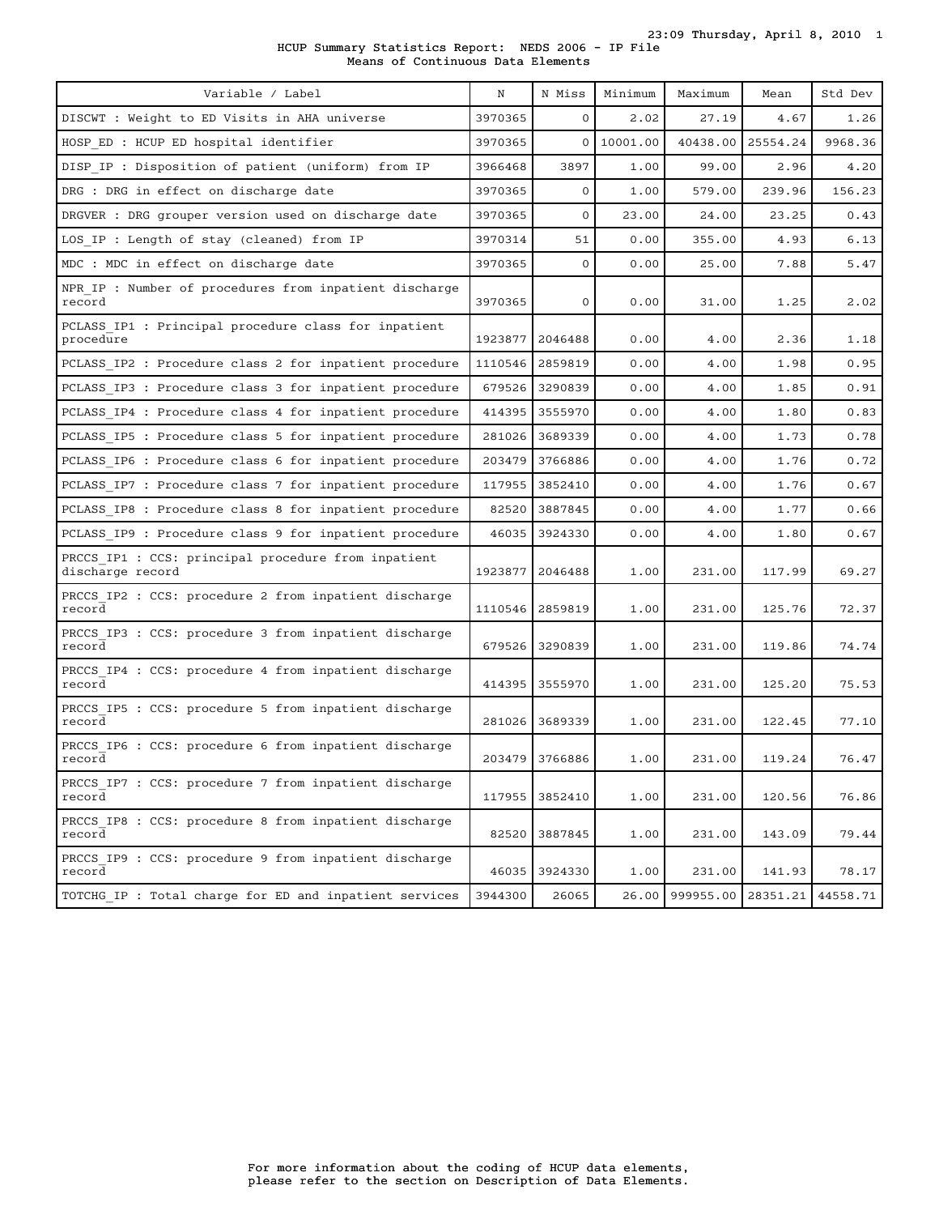HCUP Summary Statistics Report: NEDS 2006 - IP File
Means of Continuous Data Elements

| Variable / Label | N | N Miss | Minimum | Maximum | Mean | Std Dev |
|---|---|---|---|---|---|---|
| DISCWT : Weight to ED Visits in AHA universe | 3970365 | 0 | 2.02 | 27.19 | 4.67 | 1.26 |
| HOSP_ED : HCUP ED hospital identifier | 3970365 | 0 | 10001.00 | 40438.00 | 25554.24 | 9968.36 |
| DISP_IP : Disposition of patient (uniform) from IP | 3966468 | 3897 | 1.00 | 99.00 | 2.96 | 4.20 |
| DRG : DRG in effect on discharge date | 3970365 | 0 | 1.00 | 579.00 | 239.96 | 156.23 |
| DRGVER : DRG grouper version used on discharge date | 3970365 | 0 | 23.00 | 24.00 | 23.25 | 0.43 |
| LOS_IP : Length of stay (cleaned) from IP | 3970314 | 51 | 0.00 | 355.00 | 4.93 | 6.13 |
| MDC : MDC in effect on discharge date | 3970365 | 0 | 0.00 | 25.00 | 7.88 | 5.47 |
| NPR_IP : Number of procedures from inpatient discharge record | 3970365 | 0 | 0.00 | 31.00 | 1.25 | 2.02 |
| PCLASS_IP1 : Principal procedure class for inpatient procedure | 1923877 | 2046488 | 0.00 | 4.00 | 2.36 | 1.18 |
| PCLASS_IP2 : Procedure class 2 for inpatient procedure | 1110546 | 2859819 | 0.00 | 4.00 | 1.98 | 0.95 |
| PCLASS_IP3 : Procedure class 3 for inpatient procedure | 679526 | 3290839 | 0.00 | 4.00 | 1.85 | 0.91 |
| PCLASS_IP4 : Procedure class 4 for inpatient procedure | 414395 | 3555970 | 0.00 | 4.00 | 1.80 | 0.83 |
| PCLASS_IP5 : Procedure class 5 for inpatient procedure | 281026 | 3689339 | 0.00 | 4.00 | 1.73 | 0.78 |
| PCLASS_IP6 : Procedure class 6 for inpatient procedure | 203479 | 3766886 | 0.00 | 4.00 | 1.76 | 0.72 |
| PCLASS_IP7 : Procedure class 7 for inpatient procedure | 117955 | 3852410 | 0.00 | 4.00 | 1.76 | 0.67 |
| PCLASS_IP8 : Procedure class 8 for inpatient procedure | 82520 | 3887845 | 0.00 | 4.00 | 1.77 | 0.66 |
| PCLASS_IP9 : Procedure class 9 for inpatient procedure | 46035 | 3924330 | 0.00 | 4.00 | 1.80 | 0.67 |
| PRCCS_IP1 : CCS: principal procedure from inpatient discharge record | 1923877 | 2046488 | 1.00 | 231.00 | 117.99 | 69.27 |
| PRCCS_IP2 : CCS: procedure 2 from inpatient discharge record | 1110546 | 2859819 | 1.00 | 231.00 | 125.76 | 72.37 |
| PRCCS_IP3 : CCS: procedure 3 from inpatient discharge record | 679526 | 3290839 | 1.00 | 231.00 | 119.86 | 74.74 |
| PRCCS_IP4 : CCS: procedure 4 from inpatient discharge record | 414395 | 3555970 | 1.00 | 231.00 | 125.20 | 75.53 |
| PRCCS_IP5 : CCS: procedure 5 from inpatient discharge record | 281026 | 3689339 | 1.00 | 231.00 | 122.45 | 77.10 |
| PRCCS_IP6 : CCS: procedure 6 from inpatient discharge record | 203479 | 3766886 | 1.00 | 231.00 | 119.24 | 76.47 |
| PRCCS_IP7 : CCS: procedure 7 from inpatient discharge record | 117955 | 3852410 | 1.00 | 231.00 | 120.56 | 76.86 |
| PRCCS_IP8 : CCS: procedure 8 from inpatient discharge record | 82520 | 3887845 | 1.00 | 231.00 | 143.09 | 79.44 |
| PRCCS_IP9 : CCS: procedure 9 from inpatient discharge record | 46035 | 3924330 | 1.00 | 231.00 | 141.93 | 78.17 |
| TOTCHG_IP : Total charge for ED and inpatient services | 3944300 | 26065 | 26.00 | 999955.00 | 28351.21 | 44558.71 |

For more information about the coding of HCUP data elements, please refer to the section on Description of Data Elements.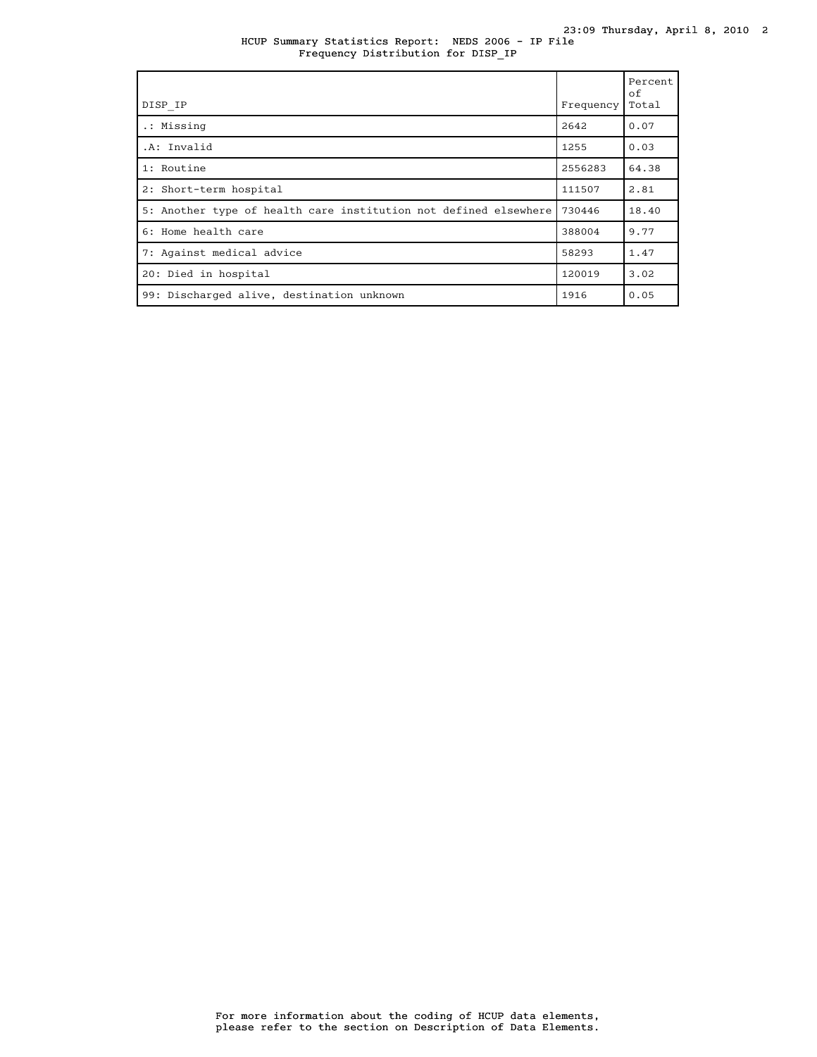HCUP Summary Statistics Report: NEDS 2006 - IP File
Frequency Distribution for DISP_IP

| DISP_IP | Frequency | Percent of Total |
|---|---|---|
| .: Missing | 2642 | 0.07 |
| .A: Invalid | 1255 | 0.03 |
| 1: Routine | 2556283 | 64.38 |
| 2: Short-term hospital | 111507 | 2.81 |
| 5: Another type of health care institution not defined elsewhere | 730446 | 18.40 |
| 6: Home health care | 388004 | 9.77 |
| 7: Against medical advice | 58293 | 1.47 |
| 20: Died in hospital | 120019 | 3.02 |
| 99: Discharged alive, destination unknown | 1916 | 0.05 |

For more information about the coding of HCUP data elements, please refer to the section on Description of Data Elements.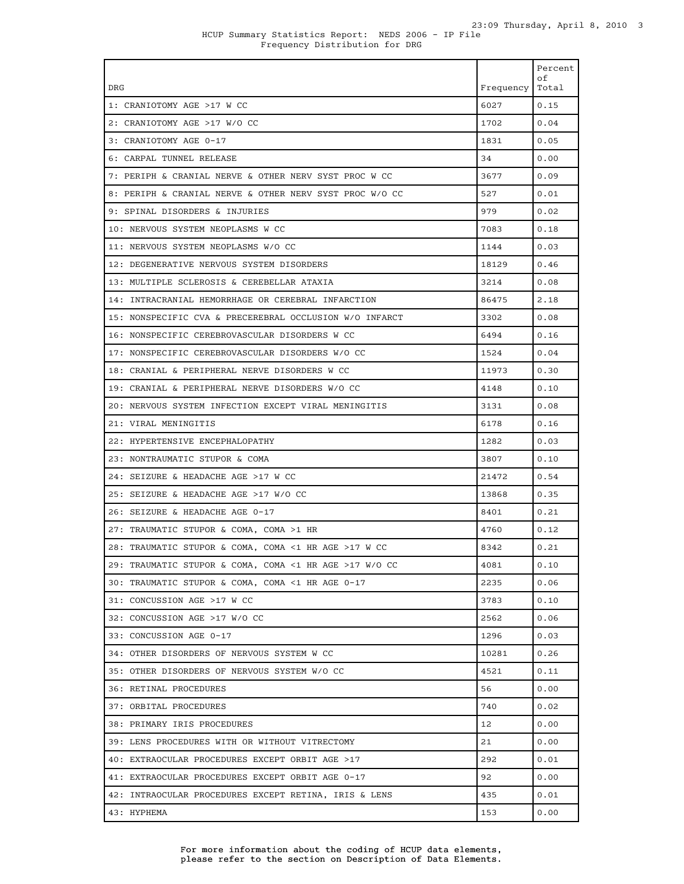HCUP Summary Statistics Report: NEDS 2006 - IP File
Frequency Distribution for DRG

| DRG | Frequency | Percent of Total |
|---|---|---|
| 1: CRANIOTOMY AGE >17 W CC | 6027 | 0.15 |
| 2: CRANIOTOMY AGE >17 W/O CC | 1702 | 0.04 |
| 3: CRANIOTOMY AGE 0-17 | 1831 | 0.05 |
| 6: CARPAL TUNNEL RELEASE | 34 | 0.00 |
| 7: PERIPH & CRANIAL NERVE & OTHER NERV SYST PROC W CC | 3677 | 0.09 |
| 8: PERIPH & CRANIAL NERVE & OTHER NERV SYST PROC W/O CC | 527 | 0.01 |
| 9: SPINAL DISORDERS & INJURIES | 979 | 0.02 |
| 10: NERVOUS SYSTEM NEOPLASMS W CC | 7083 | 0.18 |
| 11: NERVOUS SYSTEM NEOPLASMS W/O CC | 1144 | 0.03 |
| 12: DEGENERATIVE NERVOUS SYSTEM DISORDERS | 18129 | 0.46 |
| 13: MULTIPLE SCLEROSIS & CEREBELLAR ATAXIA | 3214 | 0.08 |
| 14: INTRACRANIAL HEMORRHAGE OR CEREBRAL INFARCTION | 86475 | 2.18 |
| 15: NONSPECIFIC CVA & PRECEREBRAL OCCLUSION W/O INFARCT | 3302 | 0.08 |
| 16: NONSPECIFIC CEREBROVASCULAR DISORDERS W CC | 6494 | 0.16 |
| 17: NONSPECIFIC CEREBROVASCULAR DISORDERS W/O CC | 1524 | 0.04 |
| 18: CRANIAL & PERIPHERAL NERVE DISORDERS W CC | 11973 | 0.30 |
| 19: CRANIAL & PERIPHERAL NERVE DISORDERS W/O CC | 4148 | 0.10 |
| 20: NERVOUS SYSTEM INFECTION EXCEPT VIRAL MENINGITIS | 3131 | 0.08 |
| 21: VIRAL MENINGITIS | 6178 | 0.16 |
| 22: HYPERTENSIVE ENCEPHALOPATHY | 1282 | 0.03 |
| 23: NONTRAUMATIC STUPOR & COMA | 3807 | 0.10 |
| 24: SEIZURE & HEADACHE AGE >17 W CC | 21472 | 0.54 |
| 25: SEIZURE & HEADACHE AGE >17 W/O CC | 13868 | 0.35 |
| 26: SEIZURE & HEADACHE AGE 0-17 | 8401 | 0.21 |
| 27: TRAUMATIC STUPOR & COMA, COMA >1 HR | 4760 | 0.12 |
| 28: TRAUMATIC STUPOR & COMA, COMA <1 HR AGE >17 W CC | 8342 | 0.21 |
| 29: TRAUMATIC STUPOR & COMA, COMA <1 HR AGE >17 W/O CC | 4081 | 0.10 |
| 30: TRAUMATIC STUPOR & COMA, COMA <1 HR AGE 0-17 | 2235 | 0.06 |
| 31: CONCUSSION AGE >17 W CC | 3783 | 0.10 |
| 32: CONCUSSION AGE >17 W/O CC | 2562 | 0.06 |
| 33: CONCUSSION AGE 0-17 | 1296 | 0.03 |
| 34: OTHER DISORDERS OF NERVOUS SYSTEM W CC | 10281 | 0.26 |
| 35: OTHER DISORDERS OF NERVOUS SYSTEM W/O CC | 4521 | 0.11 |
| 36: RETINAL PROCEDURES | 56 | 0.00 |
| 37: ORBITAL PROCEDURES | 740 | 0.02 |
| 38: PRIMARY IRIS PROCEDURES | 12 | 0.00 |
| 39: LENS PROCEDURES WITH OR WITHOUT VITRECTOMY | 21 | 0.00 |
| 40: EXTRAOCULAR PROCEDURES EXCEPT ORBIT AGE >17 | 292 | 0.01 |
| 41: EXTRAOCULAR PROCEDURES EXCEPT ORBIT AGE 0-17 | 92 | 0.00 |
| 42: INTRAOCULAR PROCEDURES EXCEPT RETINA, IRIS & LENS | 435 | 0.01 |
| 43: HYPHEMA | 153 | 0.00 |

For more information about the coding of HCUP data elements, please refer to the section on Description of Data Elements.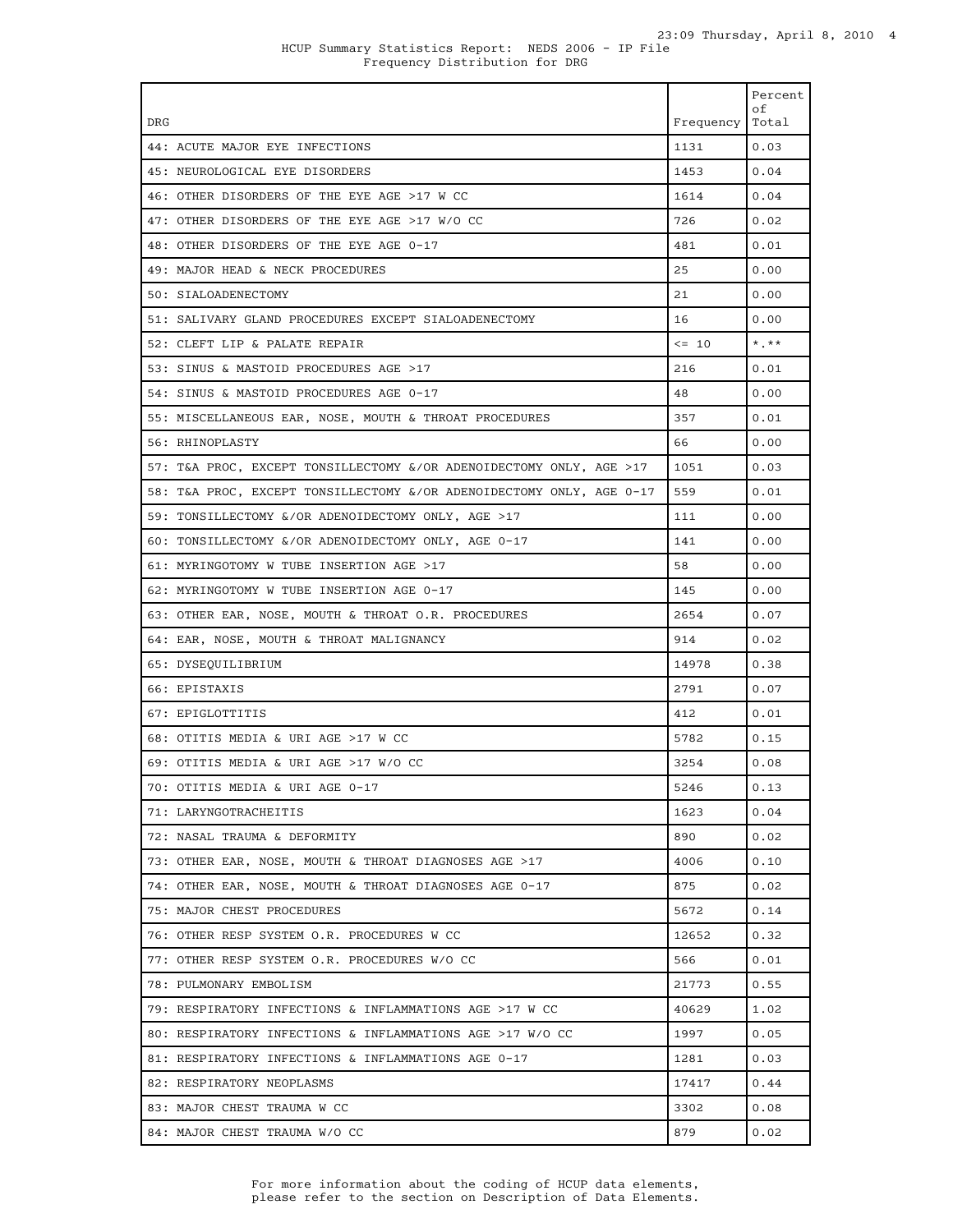HCUP Summary Statistics Report: NEDS 2006 - IP File
Frequency Distribution for DRG

| DRG | Frequency | Percent of Total |
|---|---|---|
| 44: ACUTE MAJOR EYE INFECTIONS | 1131 | 0.03 |
| 45: NEUROLOGICAL EYE DISORDERS | 1453 | 0.04 |
| 46: OTHER DISORDERS OF THE EYE AGE >17 W CC | 1614 | 0.04 |
| 47: OTHER DISORDERS OF THE EYE AGE >17 W/O CC | 726 | 0.02 |
| 48: OTHER DISORDERS OF THE EYE AGE 0-17 | 481 | 0.01 |
| 49: MAJOR HEAD & NECK PROCEDURES | 25 | 0.00 |
| 50: SIALOADENECTOMY | 21 | 0.00 |
| 51: SALIVARY GLAND PROCEDURES EXCEPT SIALOADENECTOMY | 16 | 0.00 |
| 52: CLEFT LIP & PALATE REPAIR | <= 10 | *.** |
| 53: SINUS & MASTOID PROCEDURES AGE >17 | 216 | 0.01 |
| 54: SINUS & MASTOID PROCEDURES AGE 0-17 | 48 | 0.00 |
| 55: MISCELLANEOUS EAR, NOSE, MOUTH & THROAT PROCEDURES | 357 | 0.01 |
| 56: RHINOPLASTY | 66 | 0.00 |
| 57: T&A PROC, EXCEPT TONSILLECTOMY &/OR ADENOIDECTOMY ONLY, AGE >17 | 1051 | 0.03 |
| 58: T&A PROC, EXCEPT TONSILLECTOMY &/OR ADENOIDECTOMY ONLY, AGE 0-17 | 559 | 0.01 |
| 59: TONSILLECTOMY &/OR ADENOIDECTOMY ONLY, AGE >17 | 111 | 0.00 |
| 60: TONSILLECTOMY &/OR ADENOIDECTOMY ONLY, AGE 0-17 | 141 | 0.00 |
| 61: MYRINGOTOMY W TUBE INSERTION AGE >17 | 58 | 0.00 |
| 62: MYRINGOTOMY W TUBE INSERTION AGE 0-17 | 145 | 0.00 |
| 63: OTHER EAR, NOSE, MOUTH & THROAT O.R. PROCEDURES | 2654 | 0.07 |
| 64: EAR, NOSE, MOUTH & THROAT MALIGNANCY | 914 | 0.02 |
| 65: DYSEQUILIBRIUM | 14978 | 0.38 |
| 66: EPISTAXIS | 2791 | 0.07 |
| 67: EPIGLOTTITIS | 412 | 0.01 |
| 68: OTITIS MEDIA & URI AGE >17 W CC | 5782 | 0.15 |
| 69: OTITIS MEDIA & URI AGE >17 W/O CC | 3254 | 0.08 |
| 70: OTITIS MEDIA & URI AGE 0-17 | 5246 | 0.13 |
| 71: LARYNGOTRACHEITIS | 1623 | 0.04 |
| 72: NASAL TRAUMA & DEFORMITY | 890 | 0.02 |
| 73: OTHER EAR, NOSE, MOUTH & THROAT DIAGNOSES AGE >17 | 4006 | 0.10 |
| 74: OTHER EAR, NOSE, MOUTH & THROAT DIAGNOSES AGE 0-17 | 875 | 0.02 |
| 75: MAJOR CHEST PROCEDURES | 5672 | 0.14 |
| 76: OTHER RESP SYSTEM O.R. PROCEDURES W CC | 12652 | 0.32 |
| 77: OTHER RESP SYSTEM O.R. PROCEDURES W/O CC | 566 | 0.01 |
| 78: PULMONARY EMBOLISM | 21773 | 0.55 |
| 79: RESPIRATORY INFECTIONS & INFLAMMATIONS AGE >17 W CC | 40629 | 1.02 |
| 80: RESPIRATORY INFECTIONS & INFLAMMATIONS AGE >17 W/O CC | 1997 | 0.05 |
| 81: RESPIRATORY INFECTIONS & INFLAMMATIONS AGE 0-17 | 1281 | 0.03 |
| 82: RESPIRATORY NEOPLASMS | 17417 | 0.44 |
| 83: MAJOR CHEST TRAUMA W CC | 3302 | 0.08 |
| 84: MAJOR CHEST TRAUMA W/O CC | 879 | 0.02 |

For more information about the coding of HCUP data elements, please refer to the section on Description of Data Elements.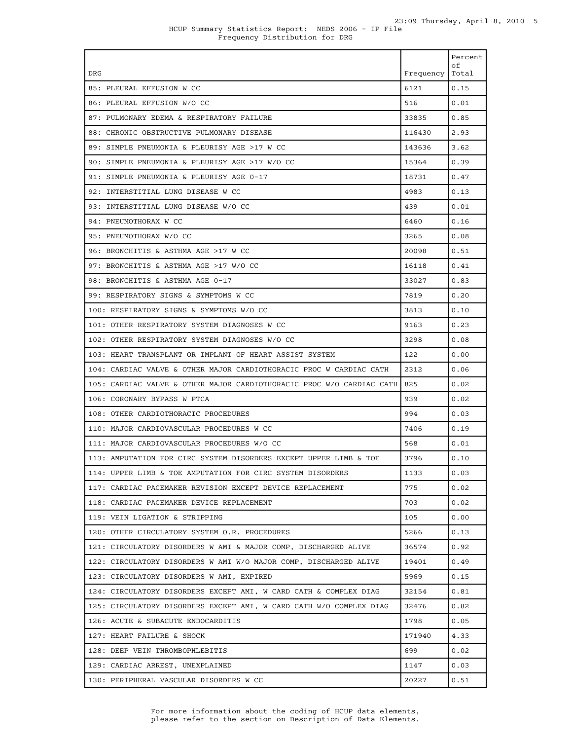HCUP Summary Statistics Report: NEDS 2006 - IP File
Frequency Distribution for DRG

| DRG | Frequency | Percent of Total |
|---|---|---|
| 85: PLEURAL EFFUSION W CC | 6121 | 0.15 |
| 86: PLEURAL EFFUSION W/O CC | 516 | 0.01 |
| 87: PULMONARY EDEMA & RESPIRATORY FAILURE | 33835 | 0.85 |
| 88: CHRONIC OBSTRUCTIVE PULMONARY DISEASE | 116430 | 2.93 |
| 89: SIMPLE PNEUMONIA & PLEURISY AGE >17 W CC | 143636 | 3.62 |
| 90: SIMPLE PNEUMONIA & PLEURISY AGE >17 W/O CC | 15364 | 0.39 |
| 91: SIMPLE PNEUMONIA & PLEURISY AGE 0-17 | 18731 | 0.47 |
| 92: INTERSTITIAL LUNG DISEASE W CC | 4983 | 0.13 |
| 93: INTERSTITIAL LUNG DISEASE W/O CC | 439 | 0.01 |
| 94: PNEUMOTHORAX W CC | 6460 | 0.16 |
| 95: PNEUMOTHORAX W/O CC | 3265 | 0.08 |
| 96: BRONCHITIS & ASTHMA AGE >17 W CC | 20098 | 0.51 |
| 97: BRONCHITIS & ASTHMA AGE >17 W/O CC | 16118 | 0.41 |
| 98: BRONCHITIS & ASTHMA AGE 0-17 | 33027 | 0.83 |
| 99: RESPIRATORY SIGNS & SYMPTOMS W CC | 7819 | 0.20 |
| 100: RESPIRATORY SIGNS & SYMPTOMS W/O CC | 3813 | 0.10 |
| 101: OTHER RESPIRATORY SYSTEM DIAGNOSES W CC | 9163 | 0.23 |
| 102: OTHER RESPIRATORY SYSTEM DIAGNOSES W/O CC | 3298 | 0.08 |
| 103: HEART TRANSPLANT OR IMPLANT OF HEART ASSIST SYSTEM | 122 | 0.00 |
| 104: CARDIAC VALVE & OTHER MAJOR CARDIOTHORACIC PROC W CARDIAC CATH | 2312 | 0.06 |
| 105: CARDIAC VALVE & OTHER MAJOR CARDIOTHORACIC PROC W/O CARDIAC CATH | 825 | 0.02 |
| 106: CORONARY BYPASS W PTCA | 939 | 0.02 |
| 108: OTHER CARDIOTHORACIC PROCEDURES | 994 | 0.03 |
| 110: MAJOR CARDIOVASCULAR PROCEDURES W CC | 7406 | 0.19 |
| 111: MAJOR CARDIOVASCULAR PROCEDURES W/O CC | 568 | 0.01 |
| 113: AMPUTATION FOR CIRC SYSTEM DISORDERS EXCEPT UPPER LIMB & TOE | 3796 | 0.10 |
| 114: UPPER LIMB & TOE AMPUTATION FOR CIRC SYSTEM DISORDERS | 1133 | 0.03 |
| 117: CARDIAC PACEMAKER REVISION EXCEPT DEVICE REPLACEMENT | 775 | 0.02 |
| 118: CARDIAC PACEMAKER DEVICE REPLACEMENT | 703 | 0.02 |
| 119: VEIN LIGATION & STRIPPING | 105 | 0.00 |
| 120: OTHER CIRCULATORY SYSTEM O.R. PROCEDURES | 5266 | 0.13 |
| 121: CIRCULATORY DISORDERS W AMI & MAJOR COMP, DISCHARGED ALIVE | 36574 | 0.92 |
| 122: CIRCULATORY DISORDERS W AMI W/O MAJOR COMP, DISCHARGED ALIVE | 19401 | 0.49 |
| 123: CIRCULATORY DISORDERS W AMI, EXPIRED | 5969 | 0.15 |
| 124: CIRCULATORY DISORDERS EXCEPT AMI, W CARD CATH & COMPLEX DIAG | 32154 | 0.81 |
| 125: CIRCULATORY DISORDERS EXCEPT AMI, W CARD CATH W/O COMPLEX DIAG | 32476 | 0.82 |
| 126: ACUTE & SUBACUTE ENDOCARDITIS | 1798 | 0.05 |
| 127: HEART FAILURE & SHOCK | 171940 | 4.33 |
| 128: DEEP VEIN THROMBOPHLEBITIS | 699 | 0.02 |
| 129: CARDIAC ARREST, UNEXPLAINED | 1147 | 0.03 |
| 130: PERIPHERAL VASCULAR DISORDERS W CC | 20227 | 0.51 |

For more information about the coding of HCUP data elements, please refer to the section on Description of Data Elements.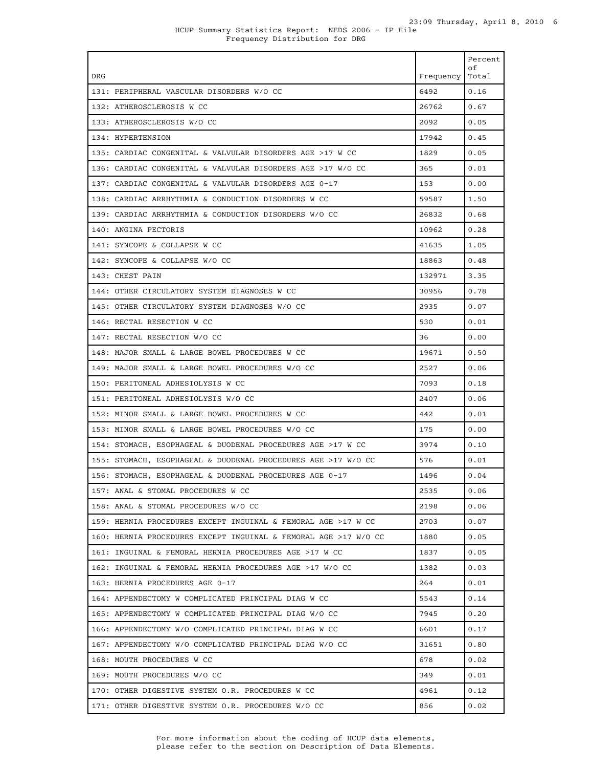HCUP Summary Statistics Report: NEDS 2006 - IP File
Frequency Distribution for DRG

| DRG | Frequency | Percent of Total |
|---|---|---|
| 131: PERIPHERAL VASCULAR DISORDERS W/O CC | 6492 | 0.16 |
| 132: ATHEROSCLEROSIS W CC | 26762 | 0.67 |
| 133: ATHEROSCLEROSIS W/O CC | 2092 | 0.05 |
| 134: HYPERTENSION | 17942 | 0.45 |
| 135: CARDIAC CONGENITAL & VALVULAR DISORDERS AGE >17 W CC | 1829 | 0.05 |
| 136: CARDIAC CONGENITAL & VALVULAR DISORDERS AGE >17 W/O CC | 365 | 0.01 |
| 137: CARDIAC CONGENITAL & VALVULAR DISORDERS AGE 0-17 | 153 | 0.00 |
| 138: CARDIAC ARRHYTHMIA & CONDUCTION DISORDERS W CC | 59587 | 1.50 |
| 139: CARDIAC ARRHYTHMIA & CONDUCTION DISORDERS W/O CC | 26832 | 0.68 |
| 140: ANGINA PECTORIS | 10962 | 0.28 |
| 141: SYNCOPE & COLLAPSE W CC | 41635 | 1.05 |
| 142: SYNCOPE & COLLAPSE W/O CC | 18863 | 0.48 |
| 143: CHEST PAIN | 132971 | 3.35 |
| 144: OTHER CIRCULATORY SYSTEM DIAGNOSES W CC | 30956 | 0.78 |
| 145: OTHER CIRCULATORY SYSTEM DIAGNOSES W/O CC | 2935 | 0.07 |
| 146: RECTAL RESECTION W CC | 530 | 0.01 |
| 147: RECTAL RESECTION W/O CC | 36 | 0.00 |
| 148: MAJOR SMALL & LARGE BOWEL PROCEDURES W CC | 19671 | 0.50 |
| 149: MAJOR SMALL & LARGE BOWEL PROCEDURES W/O CC | 2527 | 0.06 |
| 150: PERITONEAL ADHESIOLYSIS W CC | 7093 | 0.18 |
| 151: PERITONEAL ADHESIOLYSIS W/O CC | 2407 | 0.06 |
| 152: MINOR SMALL & LARGE BOWEL PROCEDURES W CC | 442 | 0.01 |
| 153: MINOR SMALL & LARGE BOWEL PROCEDURES W/O CC | 175 | 0.00 |
| 154: STOMACH, ESOPHAGEAL & DUODENAL PROCEDURES AGE >17 W CC | 3974 | 0.10 |
| 155: STOMACH, ESOPHAGEAL & DUODENAL PROCEDURES AGE >17 W/O CC | 576 | 0.01 |
| 156: STOMACH, ESOPHAGEAL & DUODENAL PROCEDURES AGE 0-17 | 1496 | 0.04 |
| 157: ANAL & STOMAL PROCEDURES W CC | 2535 | 0.06 |
| 158: ANAL & STOMAL PROCEDURES W/O CC | 2198 | 0.06 |
| 159: HERNIA PROCEDURES EXCEPT INGUINAL & FEMORAL AGE >17 W CC | 2703 | 0.07 |
| 160: HERNIA PROCEDURES EXCEPT INGUINAL & FEMORAL AGE >17 W/O CC | 1880 | 0.05 |
| 161: INGUINAL & FEMORAL HERNIA PROCEDURES AGE >17 W CC | 1837 | 0.05 |
| 162: INGUINAL & FEMORAL HERNIA PROCEDURES AGE >17 W/O CC | 1382 | 0.03 |
| 163: HERNIA PROCEDURES AGE 0-17 | 264 | 0.01 |
| 164: APPENDECTOMY W COMPLICATED PRINCIPAL DIAG W CC | 5543 | 0.14 |
| 165: APPENDECTOMY W COMPLICATED PRINCIPAL DIAG W/O CC | 7945 | 0.20 |
| 166: APPENDECTOMY W/O COMPLICATED PRINCIPAL DIAG W CC | 6601 | 0.17 |
| 167: APPENDECTOMY W/O COMPLICATED PRINCIPAL DIAG W/O CC | 31651 | 0.80 |
| 168: MOUTH PROCEDURES W CC | 678 | 0.02 |
| 169: MOUTH PROCEDURES W/O CC | 349 | 0.01 |
| 170: OTHER DIGESTIVE SYSTEM O.R. PROCEDURES W CC | 4961 | 0.12 |
| 171: OTHER DIGESTIVE SYSTEM O.R. PROCEDURES W/O CC | 856 | 0.02 |

For more information about the coding of HCUP data elements, please refer to the section on Description of Data Elements.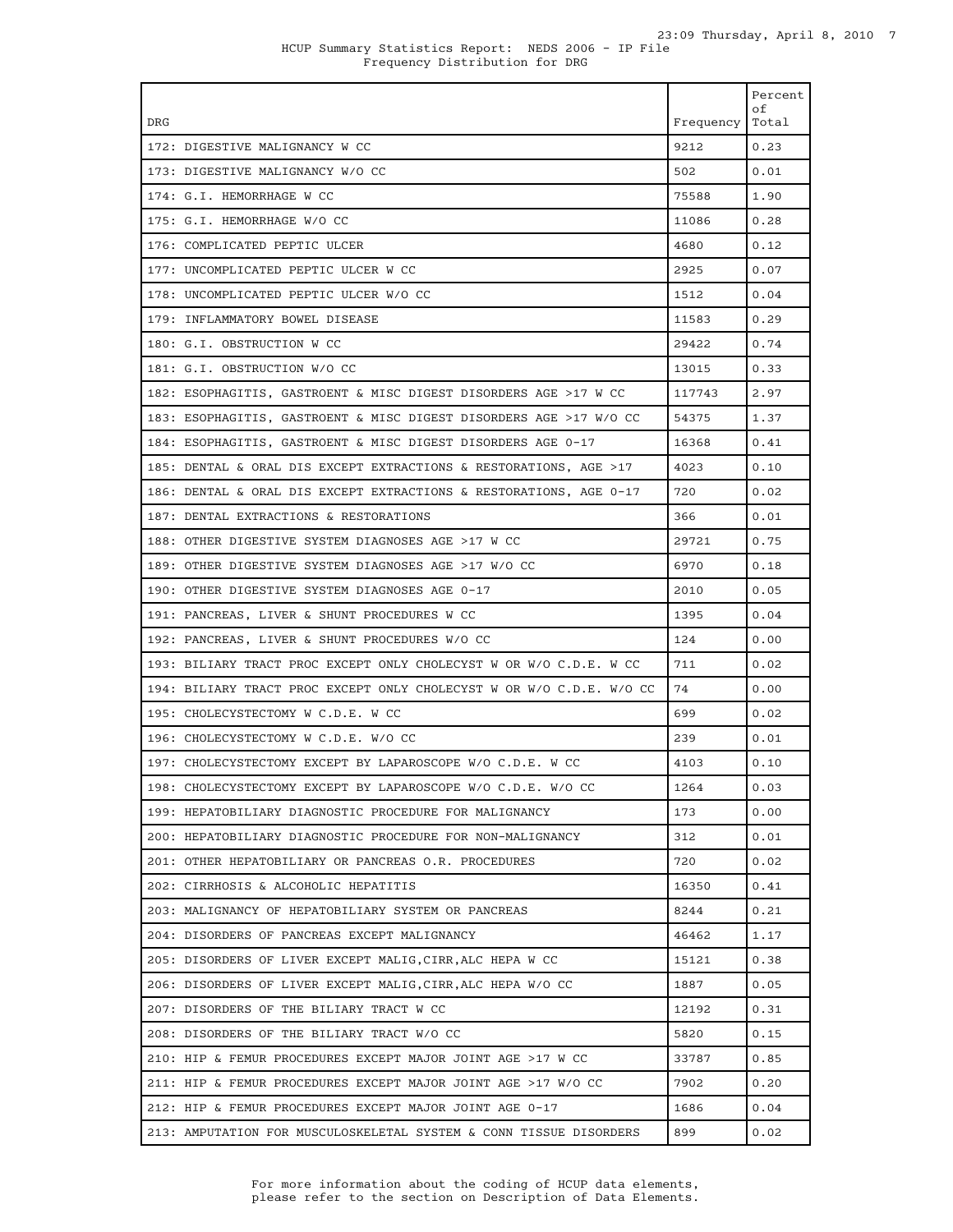HCUP Summary Statistics Report: NEDS 2006 - IP File
Frequency Distribution for DRG

| DRG | Frequency | Percent of Total |
|---|---|---|
| 172: DIGESTIVE MALIGNANCY W CC | 9212 | 0.23 |
| 173: DIGESTIVE MALIGNANCY W/O CC | 502 | 0.01 |
| 174: G.I. HEMORRHAGE W CC | 75588 | 1.90 |
| 175: G.I. HEMORRHAGE W/O CC | 11086 | 0.28 |
| 176: COMPLICATED PEPTIC ULCER | 4680 | 0.12 |
| 177: UNCOMPLICATED PEPTIC ULCER W CC | 2925 | 0.07 |
| 178: UNCOMPLICATED PEPTIC ULCER W/O CC | 1512 | 0.04 |
| 179: INFLAMMATORY BOWEL DISEASE | 11583 | 0.29 |
| 180: G.I. OBSTRUCTION W CC | 29422 | 0.74 |
| 181: G.I. OBSTRUCTION W/O CC | 13015 | 0.33 |
| 182: ESOPHAGITIS, GASTROENT & MISC DIGEST DISORDERS AGE >17 W CC | 117743 | 2.97 |
| 183: ESOPHAGITIS, GASTROENT & MISC DIGEST DISORDERS AGE >17 W/O CC | 54375 | 1.37 |
| 184: ESOPHAGITIS, GASTROENT & MISC DIGEST DISORDERS AGE 0-17 | 16368 | 0.41 |
| 185: DENTAL & ORAL DIS EXCEPT EXTRACTIONS & RESTORATIONS, AGE >17 | 4023 | 0.10 |
| 186: DENTAL & ORAL DIS EXCEPT EXTRACTIONS & RESTORATIONS, AGE 0-17 | 720 | 0.02 |
| 187: DENTAL EXTRACTIONS & RESTORATIONS | 366 | 0.01 |
| 188: OTHER DIGESTIVE SYSTEM DIAGNOSES AGE >17 W CC | 29721 | 0.75 |
| 189: OTHER DIGESTIVE SYSTEM DIAGNOSES AGE >17 W/O CC | 6970 | 0.18 |
| 190: OTHER DIGESTIVE SYSTEM DIAGNOSES AGE 0-17 | 2010 | 0.05 |
| 191: PANCREAS, LIVER & SHUNT PROCEDURES W CC | 1395 | 0.04 |
| 192: PANCREAS, LIVER & SHUNT PROCEDURES W/O CC | 124 | 0.00 |
| 193: BILIARY TRACT PROC EXCEPT ONLY CHOLECYST W OR W/O C.D.E. W CC | 711 | 0.02 |
| 194: BILIARY TRACT PROC EXCEPT ONLY CHOLECYST W OR W/O C.D.E. W/O CC | 74 | 0.00 |
| 195: CHOLECYSTECTOMY W C.D.E. W CC | 699 | 0.02 |
| 196: CHOLECYSTECTOMY W C.D.E. W/O CC | 239 | 0.01 |
| 197: CHOLECYSTECTOMY EXCEPT BY LAPAROSCOPE W/O C.D.E. W CC | 4103 | 0.10 |
| 198: CHOLECYSTECTOMY EXCEPT BY LAPAROSCOPE W/O C.D.E. W/O CC | 1264 | 0.03 |
| 199: HEPATOBILIARY DIAGNOSTIC PROCEDURE FOR MALIGNANCY | 173 | 0.00 |
| 200: HEPATOBILIARY DIAGNOSTIC PROCEDURE FOR NON-MALIGNANCY | 312 | 0.01 |
| 201: OTHER HEPATOBILIARY OR PANCREAS O.R. PROCEDURES | 720 | 0.02 |
| 202: CIRRHOSIS & ALCOHOLIC HEPATITIS | 16350 | 0.41 |
| 203: MALIGNANCY OF HEPATOBILIARY SYSTEM OR PANCREAS | 8244 | 0.21 |
| 204: DISORDERS OF PANCREAS EXCEPT MALIGNANCY | 46462 | 1.17 |
| 205: DISORDERS OF LIVER EXCEPT MALIG,CIRR,ALC HEPA W CC | 15121 | 0.38 |
| 206: DISORDERS OF LIVER EXCEPT MALIG,CIRR,ALC HEPA W/O CC | 1887 | 0.05 |
| 207: DISORDERS OF THE BILIARY TRACT W CC | 12192 | 0.31 |
| 208: DISORDERS OF THE BILIARY TRACT W/O CC | 5820 | 0.15 |
| 210: HIP & FEMUR PROCEDURES EXCEPT MAJOR JOINT AGE >17 W CC | 33787 | 0.85 |
| 211: HIP & FEMUR PROCEDURES EXCEPT MAJOR JOINT AGE >17 W/O CC | 7902 | 0.20 |
| 212: HIP & FEMUR PROCEDURES EXCEPT MAJOR JOINT AGE 0-17 | 1686 | 0.04 |
| 213: AMPUTATION FOR MUSCULOSKELETAL SYSTEM & CONN TISSUE DISORDERS | 899 | 0.02 |

For more information about the coding of HCUP data elements, please refer to the section on Description of Data Elements.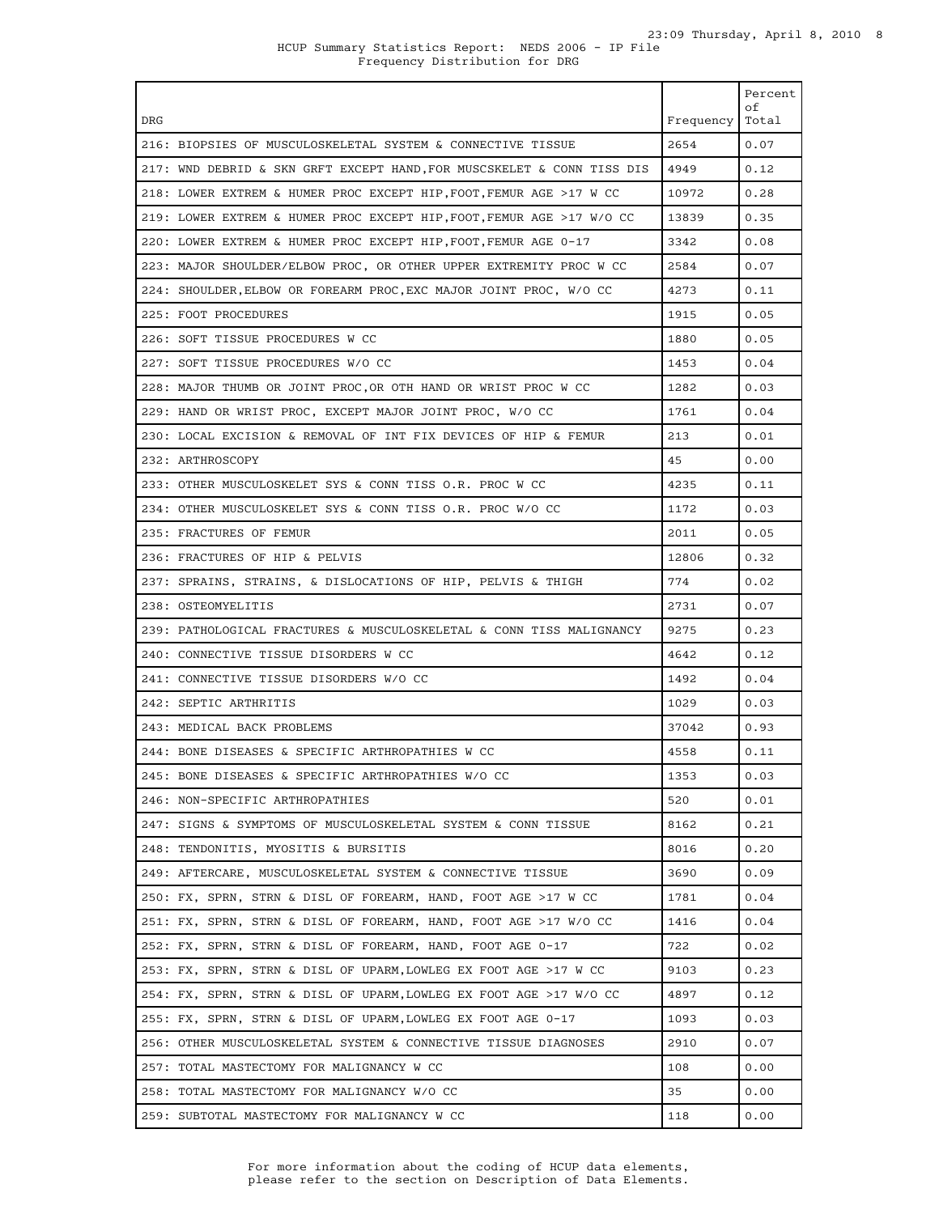HCUP Summary Statistics Report: NEDS 2006 - IP File
Frequency Distribution for DRG

| DRG | Frequency | Percent of Total |
|---|---|---|
| 216: BIOPSIES OF MUSCULOSKELETAL SYSTEM & CONNECTIVE TISSUE | 2654 | 0.07 |
| 217: WND DEBRID & SKN GRFT EXCEPT HAND,FOR MUSCSKELET & CONN TISS DIS | 4949 | 0.12 |
| 218: LOWER EXTREM & HUMER PROC EXCEPT HIP,FOOT,FEMUR AGE >17 W CC | 10972 | 0.28 |
| 219: LOWER EXTREM & HUMER PROC EXCEPT HIP,FOOT,FEMUR AGE >17 W/O CC | 13839 | 0.35 |
| 220: LOWER EXTREM & HUMER PROC EXCEPT HIP,FOOT,FEMUR AGE 0-17 | 3342 | 0.08 |
| 223: MAJOR SHOULDER/ELBOW PROC, OR OTHER UPPER EXTREMITY PROC W CC | 2584 | 0.07 |
| 224: SHOULDER,ELBOW OR FOREARM PROC,EXC MAJOR JOINT PROC, W/O CC | 4273 | 0.11 |
| 225: FOOT PROCEDURES | 1915 | 0.05 |
| 226: SOFT TISSUE PROCEDURES W CC | 1880 | 0.05 |
| 227: SOFT TISSUE PROCEDURES W/O CC | 1453 | 0.04 |
| 228: MAJOR THUMB OR JOINT PROC,OR OTH HAND OR WRIST PROC W CC | 1282 | 0.03 |
| 229: HAND OR WRIST PROC, EXCEPT MAJOR JOINT PROC, W/O CC | 1761 | 0.04 |
| 230: LOCAL EXCISION & REMOVAL OF INT FIX DEVICES OF HIP & FEMUR | 213 | 0.01 |
| 232: ARTHROSCOPY | 45 | 0.00 |
| 233: OTHER MUSCULOSKELET SYS & CONN TISS O.R. PROC W CC | 4235 | 0.11 |
| 234: OTHER MUSCULOSKELET SYS & CONN TISS O.R. PROC W/O CC | 1172 | 0.03 |
| 235: FRACTURES OF FEMUR | 2011 | 0.05 |
| 236: FRACTURES OF HIP & PELVIS | 12806 | 0.32 |
| 237: SPRAINS, STRAINS, & DISLOCATIONS OF HIP, PELVIS & THIGH | 774 | 0.02 |
| 238: OSTEOMYELITIS | 2731 | 0.07 |
| 239: PATHOLOGICAL FRACTURES & MUSCULOSKELETAL & CONN TISS MALIGNANCY | 9275 | 0.23 |
| 240: CONNECTIVE TISSUE DISORDERS W CC | 4642 | 0.12 |
| 241: CONNECTIVE TISSUE DISORDERS W/O CC | 1492 | 0.04 |
| 242: SEPTIC ARTHRITIS | 1029 | 0.03 |
| 243: MEDICAL BACK PROBLEMS | 37042 | 0.93 |
| 244: BONE DISEASES & SPECIFIC ARTHROPATHIES W CC | 4558 | 0.11 |
| 245: BONE DISEASES & SPECIFIC ARTHROPATHIES W/O CC | 1353 | 0.03 |
| 246: NON-SPECIFIC ARTHROPATHIES | 520 | 0.01 |
| 247: SIGNS & SYMPTOMS OF MUSCULOSKELETAL SYSTEM & CONN TISSUE | 8162 | 0.21 |
| 248: TENDONITIS, MYOSITIS & BURSITIS | 8016 | 0.20 |
| 249: AFTERCARE, MUSCULOSKELETAL SYSTEM & CONNECTIVE TISSUE | 3690 | 0.09 |
| 250: FX, SPRN, STRN & DISL OF FOREARM, HAND, FOOT AGE >17 W CC | 1781 | 0.04 |
| 251: FX, SPRN, STRN & DISL OF FOREARM, HAND, FOOT AGE >17 W/O CC | 1416 | 0.04 |
| 252: FX, SPRN, STRN & DISL OF FOREARM, HAND, FOOT AGE 0-17 | 722 | 0.02 |
| 253: FX, SPRN, STRN & DISL OF UPARM,LOWLEG EX FOOT AGE >17 W CC | 9103 | 0.23 |
| 254: FX, SPRN, STRN & DISL OF UPARM,LOWLEG EX FOOT AGE >17 W/O CC | 4897 | 0.12 |
| 255: FX, SPRN, STRN & DISL OF UPARM,LOWLEG EX FOOT AGE 0-17 | 1093 | 0.03 |
| 256: OTHER MUSCULOSKELETAL SYSTEM & CONNECTIVE TISSUE DIAGNOSES | 2910 | 0.07 |
| 257: TOTAL MASTECTOMY FOR MALIGNANCY W CC | 108 | 0.00 |
| 258: TOTAL MASTECTOMY FOR MALIGNANCY W/O CC | 35 | 0.00 |
| 259: SUBTOTAL MASTECTOMY FOR MALIGNANCY W CC | 118 | 0.00 |

For more information about the coding of HCUP data elements, please refer to the section on Description of Data Elements.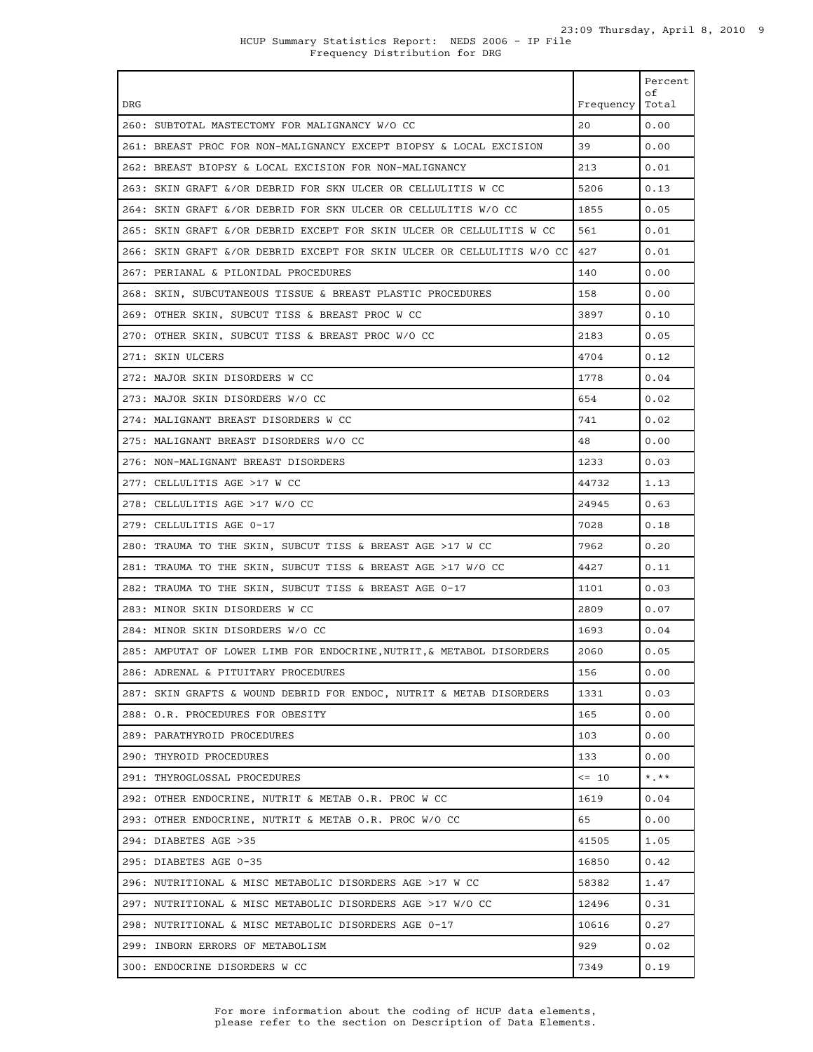HCUP Summary Statistics Report: NEDS 2006 - IP File
Frequency Distribution for DRG

| DRG | Frequency | Percent of Total |
|---|---|---|
| 260: SUBTOTAL MASTECTOMY FOR MALIGNANCY W/O CC | 20 | 0.00 |
| 261: BREAST PROC FOR NON-MALIGNANCY EXCEPT BIOPSY & LOCAL EXCISION | 39 | 0.00 |
| 262: BREAST BIOPSY & LOCAL EXCISION FOR NON-MALIGNANCY | 213 | 0.01 |
| 263: SKIN GRAFT &/OR DEBRID FOR SKN ULCER OR CELLULITIS W CC | 5206 | 0.13 |
| 264: SKIN GRAFT &/OR DEBRID FOR SKN ULCER OR CELLULITIS W/O CC | 1855 | 0.05 |
| 265: SKIN GRAFT &/OR DEBRID EXCEPT FOR SKIN ULCER OR CELLULITIS W CC | 561 | 0.01 |
| 266: SKIN GRAFT &/OR DEBRID EXCEPT FOR SKIN ULCER OR CELLULITIS W/O CC | 427 | 0.01 |
| 267: PERIANAL & PILONIDAL PROCEDURES | 140 | 0.00 |
| 268: SKIN, SUBCUTANEOUS TISSUE & BREAST PLASTIC PROCEDURES | 158 | 0.00 |
| 269: OTHER SKIN, SUBCUT TISS & BREAST PROC W CC | 3897 | 0.10 |
| 270: OTHER SKIN, SUBCUT TISS & BREAST PROC W/O CC | 2183 | 0.05 |
| 271: SKIN ULCERS | 4704 | 0.12 |
| 272: MAJOR SKIN DISORDERS W CC | 1778 | 0.04 |
| 273: MAJOR SKIN DISORDERS W/O CC | 654 | 0.02 |
| 274: MALIGNANT BREAST DISORDERS W CC | 741 | 0.02 |
| 275: MALIGNANT BREAST DISORDERS W/O CC | 48 | 0.00 |
| 276: NON-MALIGNANT BREAST DISORDERS | 1233 | 0.03 |
| 277: CELLULITIS AGE >17 W CC | 44732 | 1.13 |
| 278: CELLULITIS AGE >17 W/O CC | 24945 | 0.63 |
| 279: CELLULITIS AGE 0-17 | 7028 | 0.18 |
| 280: TRAUMA TO THE SKIN, SUBCUT TISS & BREAST AGE >17 W CC | 7962 | 0.20 |
| 281: TRAUMA TO THE SKIN, SUBCUT TISS & BREAST AGE >17 W/O CC | 4427 | 0.11 |
| 282: TRAUMA TO THE SKIN, SUBCUT TISS & BREAST AGE 0-17 | 1101 | 0.03 |
| 283: MINOR SKIN DISORDERS W CC | 2809 | 0.07 |
| 284: MINOR SKIN DISORDERS W/O CC | 1693 | 0.04 |
| 285: AMPUTAT OF LOWER LIMB FOR ENDOCRINE,NUTRIT,& METABOL DISORDERS | 2060 | 0.05 |
| 286: ADRENAL & PITUITARY PROCEDURES | 156 | 0.00 |
| 287: SKIN GRAFTS & WOUND DEBRID FOR ENDOC, NUTRIT & METAB DISORDERS | 1331 | 0.03 |
| 288: O.R. PROCEDURES FOR OBESITY | 165 | 0.00 |
| 289: PARATHYROID PROCEDURES | 103 | 0.00 |
| 290: THYROID PROCEDURES | 133 | 0.00 |
| 291: THYROGLOSSAL PROCEDURES | <= 10 | *.** |
| 292: OTHER ENDOCRINE, NUTRIT & METAB O.R. PROC W CC | 1619 | 0.04 |
| 293: OTHER ENDOCRINE, NUTRIT & METAB O.R. PROC W/O CC | 65 | 0.00 |
| 294: DIABETES AGE >35 | 41505 | 1.05 |
| 295: DIABETES AGE 0-35 | 16850 | 0.42 |
| 296: NUTRITIONAL & MISC METABOLIC DISORDERS AGE >17 W CC | 58382 | 1.47 |
| 297: NUTRITIONAL & MISC METABOLIC DISORDERS AGE >17 W/O CC | 12496 | 0.31 |
| 298: NUTRITIONAL & MISC METABOLIC DISORDERS AGE 0-17 | 10616 | 0.27 |
| 299: INBORN ERRORS OF METABOLISM | 929 | 0.02 |
| 300: ENDOCRINE DISORDERS W CC | 7349 | 0.19 |

For more information about the coding of HCUP data elements, please refer to the section on Description of Data Elements.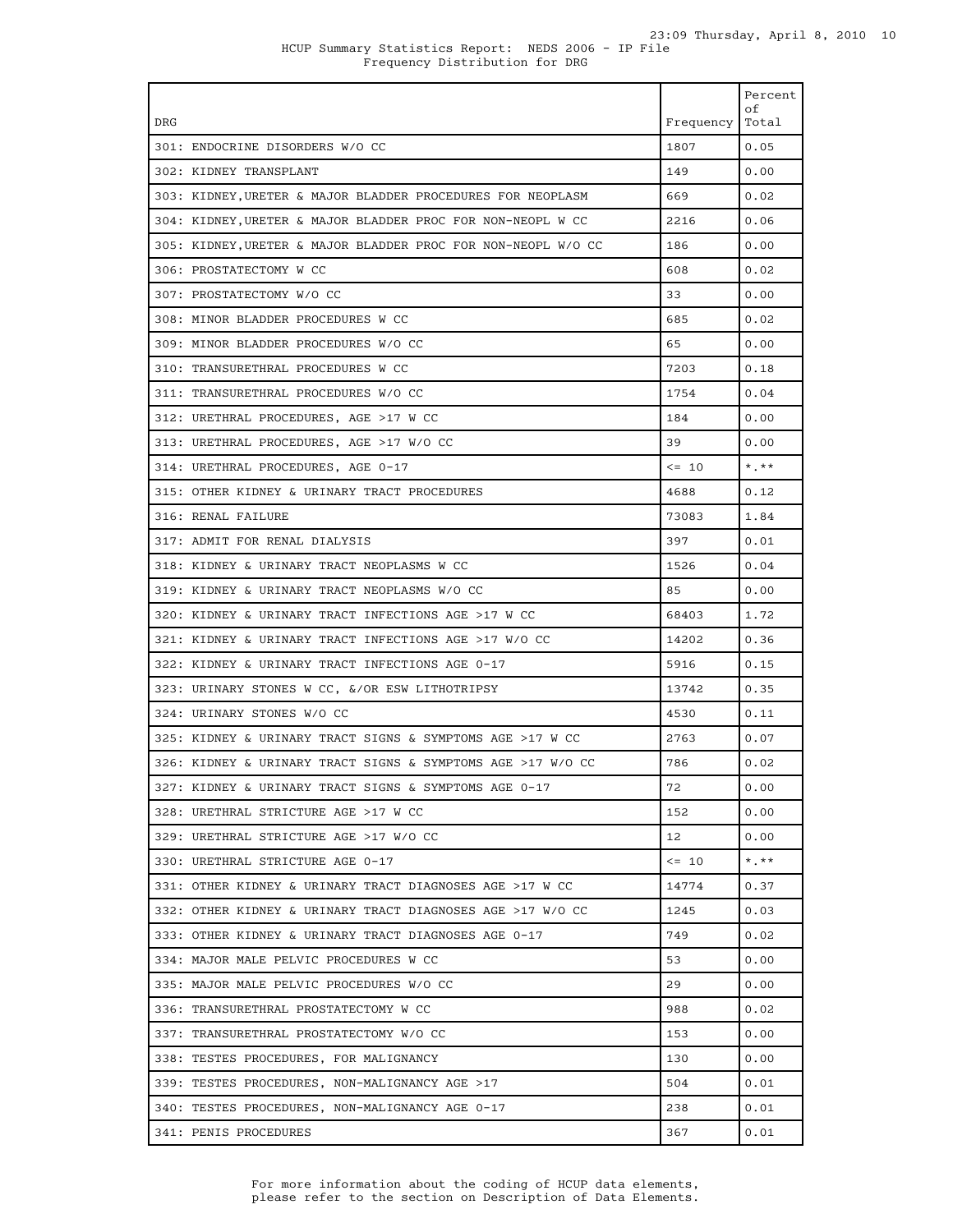HCUP Summary Statistics Report: NEDS 2006 - IP File
Frequency Distribution for DRG

| DRG | Frequency | Percent of Total |
|---|---|---|
| 301: ENDOCRINE DISORDERS W/O CC | 1807 | 0.05 |
| 302: KIDNEY TRANSPLANT | 149 | 0.00 |
| 303: KIDNEY,URETER & MAJOR BLADDER PROCEDURES FOR NEOPLASM | 669 | 0.02 |
| 304: KIDNEY,URETER & MAJOR BLADDER PROC FOR NON-NEOPL W CC | 2216 | 0.06 |
| 305: KIDNEY,URETER & MAJOR BLADDER PROC FOR NON-NEOPL W/O CC | 186 | 0.00 |
| 306: PROSTATECTOMY W CC | 608 | 0.02 |
| 307: PROSTATECTOMY W/O CC | 33 | 0.00 |
| 308: MINOR BLADDER PROCEDURES W CC | 685 | 0.02 |
| 309: MINOR BLADDER PROCEDURES W/O CC | 65 | 0.00 |
| 310: TRANSURETHRAL PROCEDURES W CC | 7203 | 0.18 |
| 311: TRANSURETHRAL PROCEDURES W/O CC | 1754 | 0.04 |
| 312: URETHRAL PROCEDURES, AGE >17 W CC | 184 | 0.00 |
| 313: URETHRAL PROCEDURES, AGE >17 W/O CC | 39 | 0.00 |
| 314: URETHRAL PROCEDURES, AGE 0-17 | <= 10 | *.** |
| 315: OTHER KIDNEY & URINARY TRACT PROCEDURES | 4688 | 0.12 |
| 316: RENAL FAILURE | 73083 | 1.84 |
| 317: ADMIT FOR RENAL DIALYSIS | 397 | 0.01 |
| 318: KIDNEY & URINARY TRACT NEOPLASMS W CC | 1526 | 0.04 |
| 319: KIDNEY & URINARY TRACT NEOPLASMS W/O CC | 85 | 0.00 |
| 320: KIDNEY & URINARY TRACT INFECTIONS AGE >17 W CC | 68403 | 1.72 |
| 321: KIDNEY & URINARY TRACT INFECTIONS AGE >17 W/O CC | 14202 | 0.36 |
| 322: KIDNEY & URINARY TRACT INFECTIONS AGE 0-17 | 5916 | 0.15 |
| 323: URINARY STONES W CC, &/OR ESW LITHOTRIPSY | 13742 | 0.35 |
| 324: URINARY STONES W/O CC | 4530 | 0.11 |
| 325: KIDNEY & URINARY TRACT SIGNS & SYMPTOMS AGE >17 W CC | 2763 | 0.07 |
| 326: KIDNEY & URINARY TRACT SIGNS & SYMPTOMS AGE >17 W/O CC | 786 | 0.02 |
| 327: KIDNEY & URINARY TRACT SIGNS & SYMPTOMS AGE 0-17 | 72 | 0.00 |
| 328: URETHRAL STRICTURE AGE >17 W CC | 152 | 0.00 |
| 329: URETHRAL STRICTURE AGE >17 W/O CC | 12 | 0.00 |
| 330: URETHRAL STRICTURE AGE 0-17 | <= 10 | *.** |
| 331: OTHER KIDNEY & URINARY TRACT DIAGNOSES AGE >17 W CC | 14774 | 0.37 |
| 332: OTHER KIDNEY & URINARY TRACT DIAGNOSES AGE >17 W/O CC | 1245 | 0.03 |
| 333: OTHER KIDNEY & URINARY TRACT DIAGNOSES AGE 0-17 | 749 | 0.02 |
| 334: MAJOR MALE PELVIC PROCEDURES W CC | 53 | 0.00 |
| 335: MAJOR MALE PELVIC PROCEDURES W/O CC | 29 | 0.00 |
| 336: TRANSURETHRAL PROSTATECTOMY W CC | 988 | 0.02 |
| 337: TRANSURETHRAL PROSTATECTOMY W/O CC | 153 | 0.00 |
| 338: TESTES PROCEDURES, FOR MALIGNANCY | 130 | 0.00 |
| 339: TESTES PROCEDURES, NON-MALIGNANCY AGE >17 | 504 | 0.01 |
| 340: TESTES PROCEDURES, NON-MALIGNANCY AGE 0-17 | 238 | 0.01 |
| 341: PENIS PROCEDURES | 367 | 0.01 |

For more information about the coding of HCUP data elements, please refer to the section on Description of Data Elements.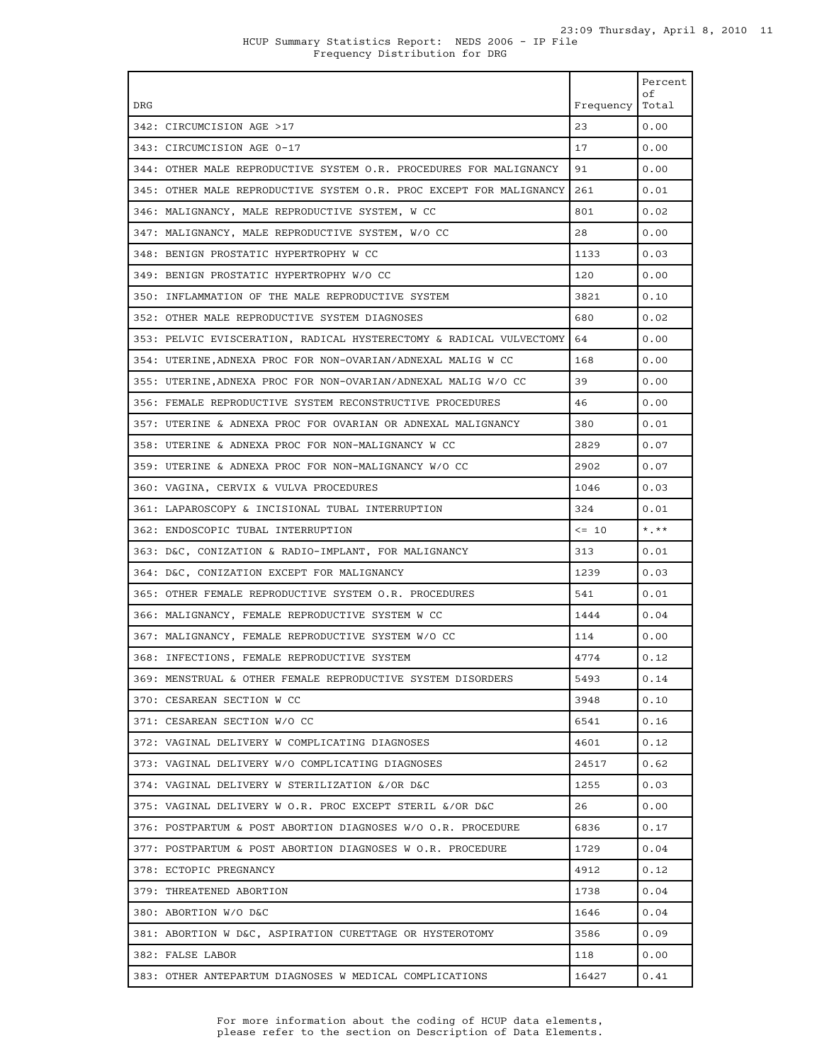HCUP Summary Statistics Report: NEDS 2006 - IP File
Frequency Distribution for DRG

| DRG | Frequency | Percent of Total |
|---|---|---|
| 342: CIRCUMCISION AGE >17 | 23 | 0.00 |
| 343: CIRCUMCISION AGE 0-17 | 17 | 0.00 |
| 344: OTHER MALE REPRODUCTIVE SYSTEM O.R. PROCEDURES FOR MALIGNANCY | 91 | 0.00 |
| 345: OTHER MALE REPRODUCTIVE SYSTEM O.R. PROC EXCEPT FOR MALIGNANCY | 261 | 0.01 |
| 346: MALIGNANCY, MALE REPRODUCTIVE SYSTEM, W CC | 801 | 0.02 |
| 347: MALIGNANCY, MALE REPRODUCTIVE SYSTEM, W/O CC | 28 | 0.00 |
| 348: BENIGN PROSTATIC HYPERTROPHY W CC | 1133 | 0.03 |
| 349: BENIGN PROSTATIC HYPERTROPHY W/O CC | 120 | 0.00 |
| 350: INFLAMMATION OF THE MALE REPRODUCTIVE SYSTEM | 3821 | 0.10 |
| 352: OTHER MALE REPRODUCTIVE SYSTEM DIAGNOSES | 680 | 0.02 |
| 353: PELVIC EVISCERATION, RADICAL HYSTERECTOMY & RADICAL VULVECTOMY | 64 | 0.00 |
| 354: UTERINE,ADNEXA PROC FOR NON-OVARIAN/ADNEXAL MALIG W CC | 168 | 0.00 |
| 355: UTERINE,ADNEXA PROC FOR NON-OVARIAN/ADNEXAL MALIG W/O CC | 39 | 0.00 |
| 356: FEMALE REPRODUCTIVE SYSTEM RECONSTRUCTIVE PROCEDURES | 46 | 0.00 |
| 357: UTERINE & ADNEXA PROC FOR OVARIAN OR ADNEXAL MALIGNANCY | 380 | 0.01 |
| 358: UTERINE & ADNEXA PROC FOR NON-MALIGNANCY W CC | 2829 | 0.07 |
| 359: UTERINE & ADNEXA PROC FOR NON-MALIGNANCY W/O CC | 2902 | 0.07 |
| 360: VAGINA, CERVIX & VULVA PROCEDURES | 1046 | 0.03 |
| 361: LAPAROSCOPY & INCISIONAL TUBAL INTERRUPTION | 324 | 0.01 |
| 362: ENDOSCOPIC TUBAL INTERRUPTION | <= 10 | *.** |
| 363: D&C, CONIZATION & RADIO-IMPLANT, FOR MALIGNANCY | 313 | 0.01 |
| 364: D&C, CONIZATION EXCEPT FOR MALIGNANCY | 1239 | 0.03 |
| 365: OTHER FEMALE REPRODUCTIVE SYSTEM O.R. PROCEDURES | 541 | 0.01 |
| 366: MALIGNANCY, FEMALE REPRODUCTIVE SYSTEM W CC | 1444 | 0.04 |
| 367: MALIGNANCY, FEMALE REPRODUCTIVE SYSTEM W/O CC | 114 | 0.00 |
| 368: INFECTIONS, FEMALE REPRODUCTIVE SYSTEM | 4774 | 0.12 |
| 369: MENSTRUAL & OTHER FEMALE REPRODUCTIVE SYSTEM DISORDERS | 5493 | 0.14 |
| 370: CESAREAN SECTION W CC | 3948 | 0.10 |
| 371: CESAREAN SECTION W/O CC | 6541 | 0.16 |
| 372: VAGINAL DELIVERY W COMPLICATING DIAGNOSES | 4601 | 0.12 |
| 373: VAGINAL DELIVERY W/O COMPLICATING DIAGNOSES | 24517 | 0.62 |
| 374: VAGINAL DELIVERY W STERILIZATION &/OR D&C | 1255 | 0.03 |
| 375: VAGINAL DELIVERY W O.R. PROC EXCEPT STERIL &/OR D&C | 26 | 0.00 |
| 376: POSTPARTUM & POST ABORTION DIAGNOSES W/O O.R. PROCEDURE | 6836 | 0.17 |
| 377: POSTPARTUM & POST ABORTION DIAGNOSES W O.R. PROCEDURE | 1729 | 0.04 |
| 378: ECTOPIC PREGNANCY | 4912 | 0.12 |
| 379: THREATENED ABORTION | 1738 | 0.04 |
| 380: ABORTION W/O D&C | 1646 | 0.04 |
| 381: ABORTION W D&C, ASPIRATION CURETTAGE OR HYSTEROTOMY | 3586 | 0.09 |
| 382: FALSE LABOR | 118 | 0.00 |
| 383: OTHER ANTEPARTUM DIAGNOSES W MEDICAL COMPLICATIONS | 16427 | 0.41 |

For more information about the coding of HCUP data elements, please refer to the section on Description of Data Elements.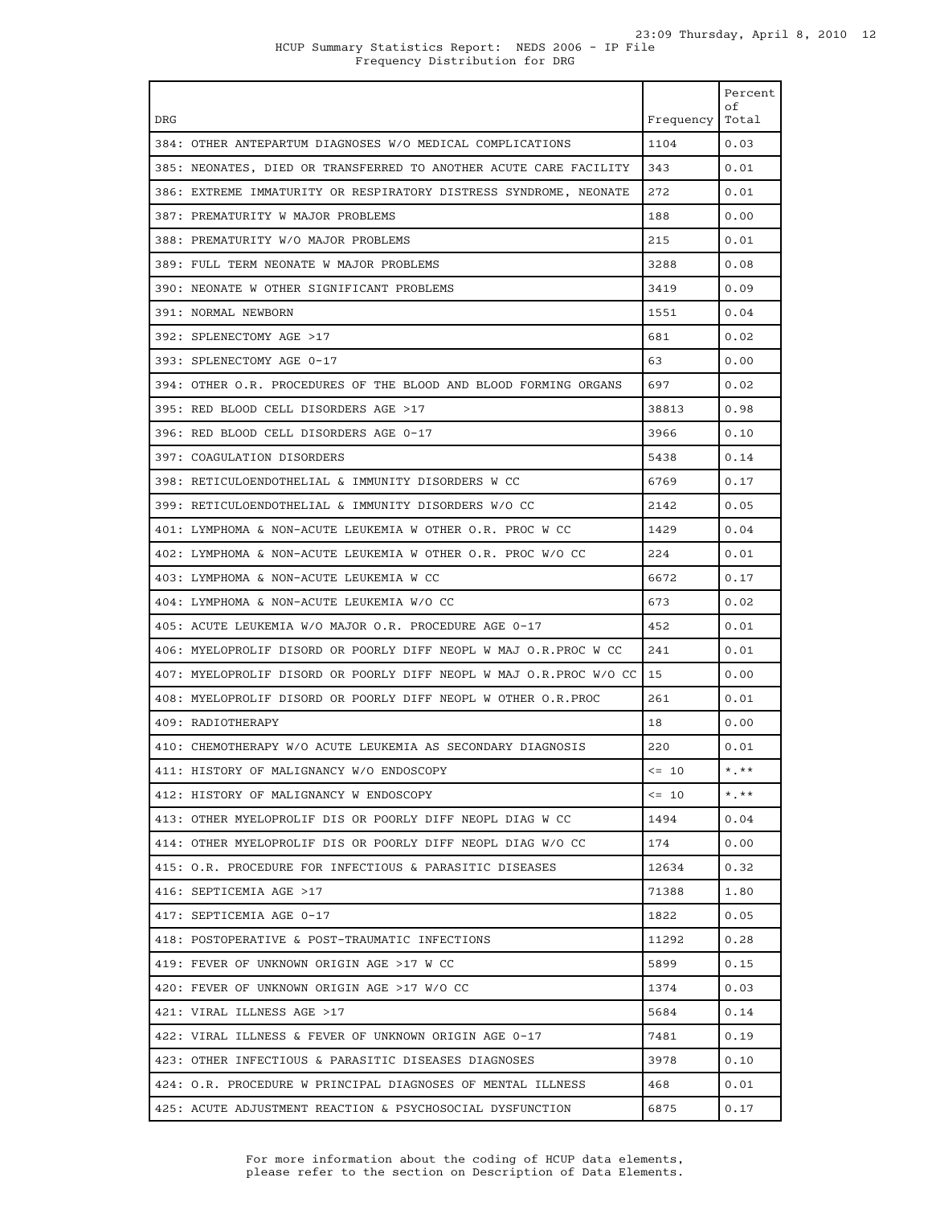HCUP Summary Statistics Report: NEDS 2006 - IP File
Frequency Distribution for DRG

| DRG | Frequency | Percent of Total |
|---|---|---|
| 384: OTHER ANTEPARTUM DIAGNOSES W/O MEDICAL COMPLICATIONS | 1104 | 0.03 |
| 385: NEONATES, DIED OR TRANSFERRED TO ANOTHER ACUTE CARE FACILITY | 343 | 0.01 |
| 386: EXTREME IMMATURITY OR RESPIRATORY DISTRESS SYNDROME, NEONATE | 272 | 0.01 |
| 387: PREMATURITY W MAJOR PROBLEMS | 188 | 0.00 |
| 388: PREMATURITY W/O MAJOR PROBLEMS | 215 | 0.01 |
| 389: FULL TERM NEONATE W MAJOR PROBLEMS | 3288 | 0.08 |
| 390: NEONATE W OTHER SIGNIFICANT PROBLEMS | 3419 | 0.09 |
| 391: NORMAL NEWBORN | 1551 | 0.04 |
| 392: SPLENECTOMY AGE >17 | 681 | 0.02 |
| 393: SPLENECTOMY AGE 0-17 | 63 | 0.00 |
| 394: OTHER O.R. PROCEDURES OF THE BLOOD AND BLOOD FORMING ORGANS | 697 | 0.02 |
| 395: RED BLOOD CELL DISORDERS AGE >17 | 38813 | 0.98 |
| 396: RED BLOOD CELL DISORDERS AGE 0-17 | 3966 | 0.10 |
| 397: COAGULATION DISORDERS | 5438 | 0.14 |
| 398: RETICULOENDOTHELIAL & IMMUNITY DISORDERS W CC | 6769 | 0.17 |
| 399: RETICULOENDOTHELIAL & IMMUNITY DISORDERS W/O CC | 2142 | 0.05 |
| 401: LYMPHOMA & NON-ACUTE LEUKEMIA W OTHER O.R. PROC W CC | 1429 | 0.04 |
| 402: LYMPHOMA & NON-ACUTE LEUKEMIA W OTHER O.R. PROC W/O CC | 224 | 0.01 |
| 403: LYMPHOMA & NON-ACUTE LEUKEMIA W CC | 6672 | 0.17 |
| 404: LYMPHOMA & NON-ACUTE LEUKEMIA W/O CC | 673 | 0.02 |
| 405: ACUTE LEUKEMIA W/O MAJOR O.R. PROCEDURE AGE 0-17 | 452 | 0.01 |
| 406: MYELOPROLIF DISORD OR POORLY DIFF NEOPL W MAJ O.R.PROC W CC | 241 | 0.01 |
| 407: MYELOPROLIF DISORD OR POORLY DIFF NEOPL W MAJ O.R.PROC W/O CC | 15 | 0.00 |
| 408: MYELOPROLIF DISORD OR POORLY DIFF NEOPL W OTHER O.R.PROC | 261 | 0.01 |
| 409: RADIOTHERAPY | 18 | 0.00 |
| 410: CHEMOTHERAPY W/O ACUTE LEUKEMIA AS SECONDARY DIAGNOSIS | 220 | 0.01 |
| 411: HISTORY OF MALIGNANCY W/O ENDOSCOPY | <= 10 | *.** |
| 412: HISTORY OF MALIGNANCY W ENDOSCOPY | <= 10 | *.** |
| 413: OTHER MYELOPROLIF DIS OR POORLY DIFF NEOPL DIAG W CC | 1494 | 0.04 |
| 414: OTHER MYELOPROLIF DIS OR POORLY DIFF NEOPL DIAG W/O CC | 174 | 0.00 |
| 415: O.R. PROCEDURE FOR INFECTIOUS & PARASITIC DISEASES | 12634 | 0.32 |
| 416: SEPTICEMIA AGE >17 | 71388 | 1.80 |
| 417: SEPTICEMIA AGE 0-17 | 1822 | 0.05 |
| 418: POSTOPERATIVE & POST-TRAUMATIC INFECTIONS | 11292 | 0.28 |
| 419: FEVER OF UNKNOWN ORIGIN AGE >17 W CC | 5899 | 0.15 |
| 420: FEVER OF UNKNOWN ORIGIN AGE >17 W/O CC | 1374 | 0.03 |
| 421: VIRAL ILLNESS AGE >17 | 5684 | 0.14 |
| 422: VIRAL ILLNESS & FEVER OF UNKNOWN ORIGIN AGE 0-17 | 7481 | 0.19 |
| 423: OTHER INFECTIOUS & PARASITIC DISEASES DIAGNOSES | 3978 | 0.10 |
| 424: O.R. PROCEDURE W PRINCIPAL DIAGNOSES OF MENTAL ILLNESS | 468 | 0.01 |
| 425: ACUTE ADJUSTMENT REACTION & PSYCHOSOCIAL DYSFUNCTION | 6875 | 0.17 |

For more information about the coding of HCUP data elements, please refer to the section on Description of Data Elements.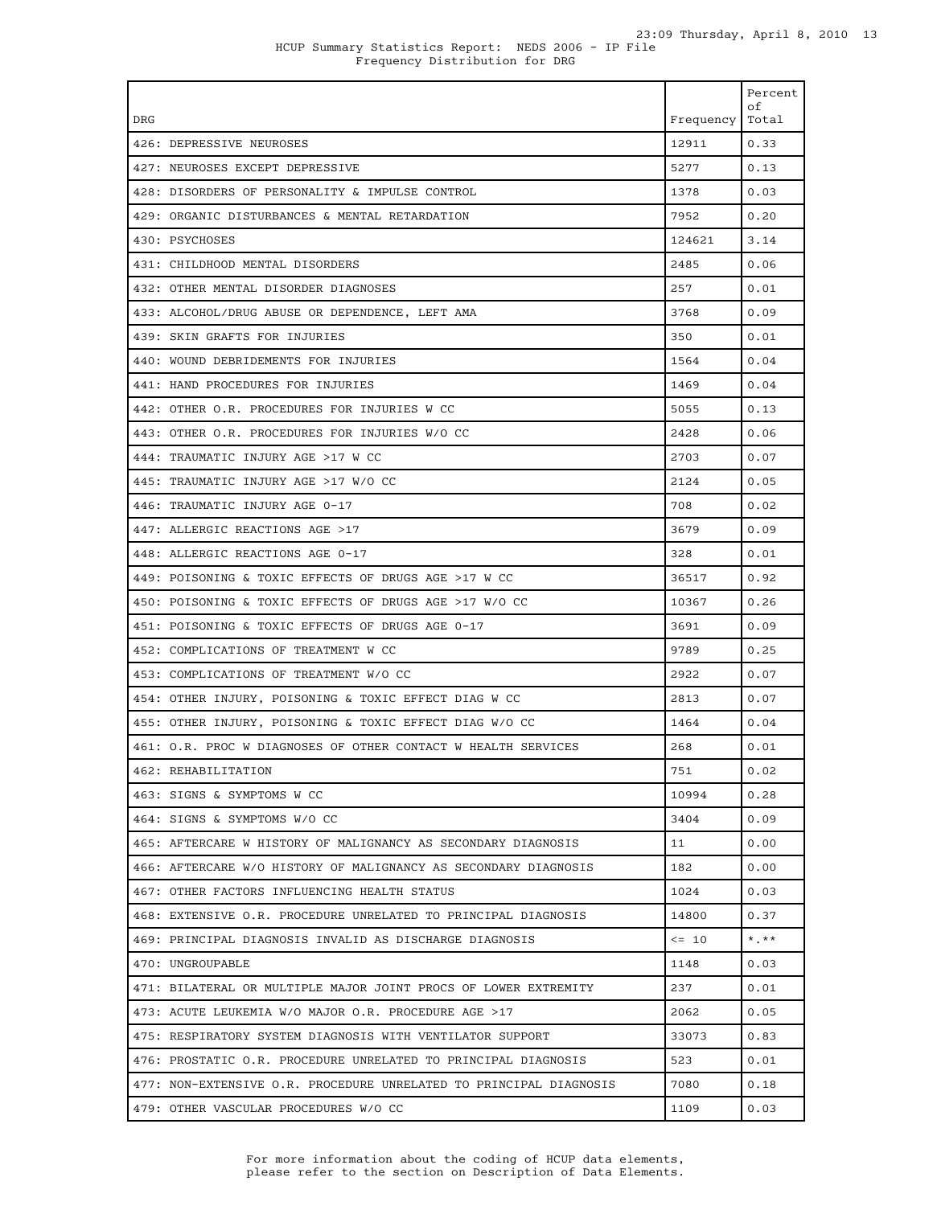HCUP Summary Statistics Report: NEDS 2006 - IP File
Frequency Distribution for DRG

| DRG | Frequency | Percent of Total |
|---|---|---|
| 426: DEPRESSIVE NEUROSES | 12911 | 0.33 |
| 427: NEUROSES EXCEPT DEPRESSIVE | 5277 | 0.13 |
| 428: DISORDERS OF PERSONALITY & IMPULSE CONTROL | 1378 | 0.03 |
| 429: ORGANIC DISTURBANCES & MENTAL RETARDATION | 7952 | 0.20 |
| 430: PSYCHOSES | 124621 | 3.14 |
| 431: CHILDHOOD MENTAL DISORDERS | 2485 | 0.06 |
| 432: OTHER MENTAL DISORDER DIAGNOSES | 257 | 0.01 |
| 433: ALCOHOL/DRUG ABUSE OR DEPENDENCE, LEFT AMA | 3768 | 0.09 |
| 439: SKIN GRAFTS FOR INJURIES | 350 | 0.01 |
| 440: WOUND DEBRIDEMENTS FOR INJURIES | 1564 | 0.04 |
| 441: HAND PROCEDURES FOR INJURIES | 1469 | 0.04 |
| 442: OTHER O.R. PROCEDURES FOR INJURIES W CC | 5055 | 0.13 |
| 443: OTHER O.R. PROCEDURES FOR INJURIES W/O CC | 2428 | 0.06 |
| 444: TRAUMATIC INJURY AGE >17 W CC | 2703 | 0.07 |
| 445: TRAUMATIC INJURY AGE >17 W/O CC | 2124 | 0.05 |
| 446: TRAUMATIC INJURY AGE 0-17 | 708 | 0.02 |
| 447: ALLERGIC REACTIONS AGE >17 | 3679 | 0.09 |
| 448: ALLERGIC REACTIONS AGE 0-17 | 328 | 0.01 |
| 449: POISONING & TOXIC EFFECTS OF DRUGS AGE >17 W CC | 36517 | 0.92 |
| 450: POISONING & TOXIC EFFECTS OF DRUGS AGE >17 W/O CC | 10367 | 0.26 |
| 451: POISONING & TOXIC EFFECTS OF DRUGS AGE 0-17 | 3691 | 0.09 |
| 452: COMPLICATIONS OF TREATMENT W CC | 9789 | 0.25 |
| 453: COMPLICATIONS OF TREATMENT W/O CC | 2922 | 0.07 |
| 454: OTHER INJURY, POISONING & TOXIC EFFECT DIAG W CC | 2813 | 0.07 |
| 455: OTHER INJURY, POISONING & TOXIC EFFECT DIAG W/O CC | 1464 | 0.04 |
| 461: O.R. PROC W DIAGNOSES OF OTHER CONTACT W HEALTH SERVICES | 268 | 0.01 |
| 462: REHABILITATION | 751 | 0.02 |
| 463: SIGNS & SYMPTOMS W CC | 10994 | 0.28 |
| 464: SIGNS & SYMPTOMS W/O CC | 3404 | 0.09 |
| 465: AFTERCARE W HISTORY OF MALIGNANCY AS SECONDARY DIAGNOSIS | 11 | 0.00 |
| 466: AFTERCARE W/O HISTORY OF MALIGNANCY AS SECONDARY DIAGNOSIS | 182 | 0.00 |
| 467: OTHER FACTORS INFLUENCING HEALTH STATUS | 1024 | 0.03 |
| 468: EXTENSIVE O.R. PROCEDURE UNRELATED TO PRINCIPAL DIAGNOSIS | 14800 | 0.37 |
| 469: PRINCIPAL DIAGNOSIS INVALID AS DISCHARGE DIAGNOSIS | <= 10 | *.** |
| 470: UNGROUPABLE | 1148 | 0.03 |
| 471: BILATERAL OR MULTIPLE MAJOR JOINT PROCS OF LOWER EXTREMITY | 237 | 0.01 |
| 473: ACUTE LEUKEMIA W/O MAJOR O.R. PROCEDURE AGE >17 | 2062 | 0.05 |
| 475: RESPIRATORY SYSTEM DIAGNOSIS WITH VENTILATOR SUPPORT | 33073 | 0.83 |
| 476: PROSTATIC O.R. PROCEDURE UNRELATED TO PRINCIPAL DIAGNOSIS | 523 | 0.01 |
| 477: NON-EXTENSIVE O.R. PROCEDURE UNRELATED TO PRINCIPAL DIAGNOSIS | 7080 | 0.18 |
| 479: OTHER VASCULAR PROCEDURES W/O CC | 1109 | 0.03 |

For more information about the coding of HCUP data elements, please refer to the section on Description of Data Elements.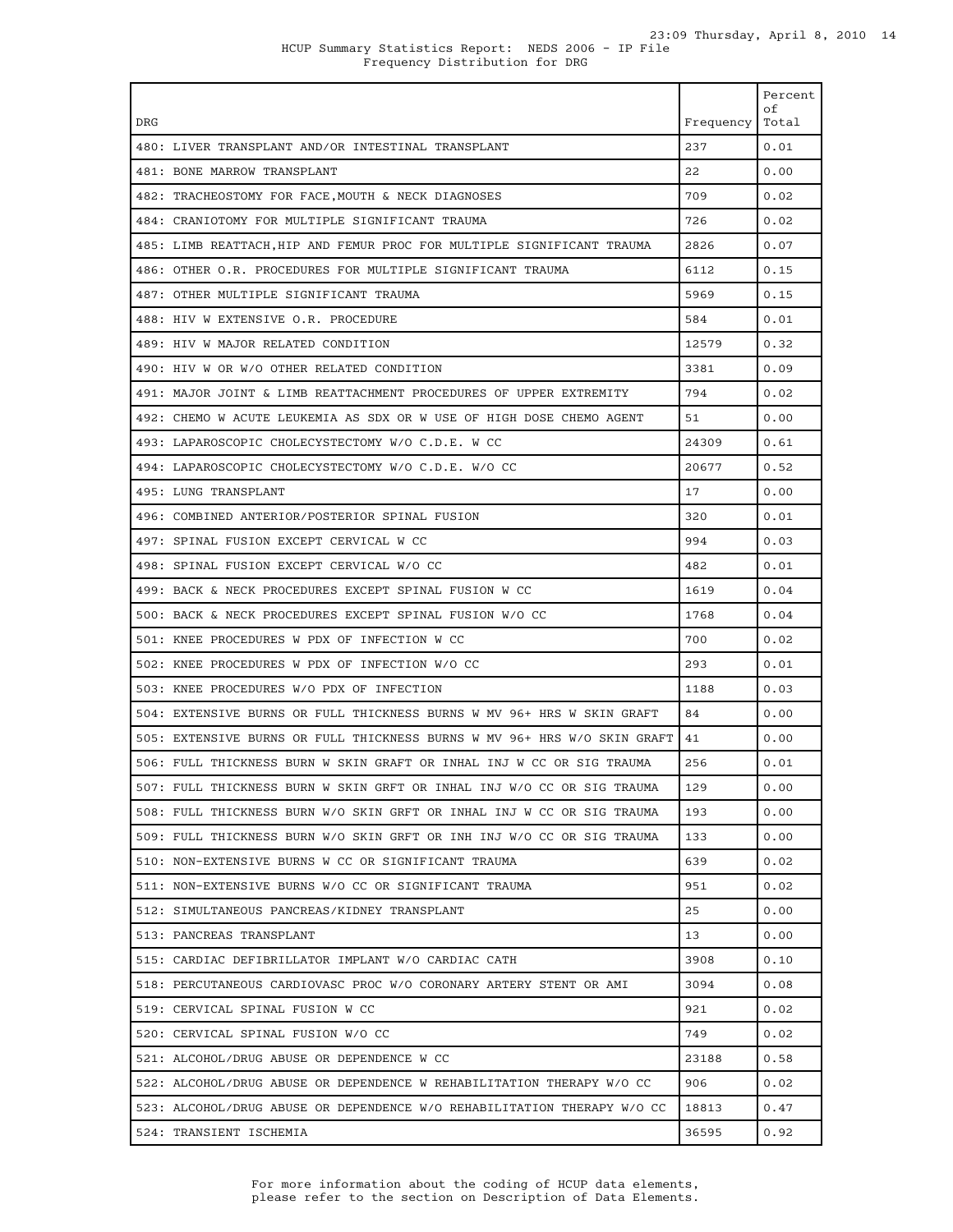HCUP Summary Statistics Report: NEDS 2006 - IP File
Frequency Distribution for DRG

| DRG | Frequency | Percent of Total |
|---|---|---|
| 480: LIVER TRANSPLANT AND/OR INTESTINAL TRANSPLANT | 237 | 0.01 |
| 481: BONE MARROW TRANSPLANT | 22 | 0.00 |
| 482: TRACHEOSTOMY FOR FACE,MOUTH & NECK DIAGNOSES | 709 | 0.02 |
| 484: CRANIOTOMY FOR MULTIPLE SIGNIFICANT TRAUMA | 726 | 0.02 |
| 485: LIMB REATTACH,HIP AND FEMUR PROC FOR MULTIPLE SIGNIFICANT TRAUMA | 2826 | 0.07 |
| 486: OTHER O.R. PROCEDURES FOR MULTIPLE SIGNIFICANT TRAUMA | 6112 | 0.15 |
| 487: OTHER MULTIPLE SIGNIFICANT TRAUMA | 5969 | 0.15 |
| 488: HIV W EXTENSIVE O.R. PROCEDURE | 584 | 0.01 |
| 489: HIV W MAJOR RELATED CONDITION | 12579 | 0.32 |
| 490: HIV W OR W/O OTHER RELATED CONDITION | 3381 | 0.09 |
| 491: MAJOR JOINT & LIMB REATTACHMENT PROCEDURES OF UPPER EXTREMITY | 794 | 0.02 |
| 492: CHEMO W ACUTE LEUKEMIA AS SDX OR W USE OF HIGH DOSE CHEMO AGENT | 51 | 0.00 |
| 493: LAPAROSCOPIC CHOLECYSTECTOMY W/O C.D.E. W CC | 24309 | 0.61 |
| 494: LAPAROSCOPIC CHOLECYSTECTOMY W/O C.D.E. W/O CC | 20677 | 0.52 |
| 495: LUNG TRANSPLANT | 17 | 0.00 |
| 496: COMBINED ANTERIOR/POSTERIOR SPINAL FUSION | 320 | 0.01 |
| 497: SPINAL FUSION EXCEPT CERVICAL W CC | 994 | 0.03 |
| 498: SPINAL FUSION EXCEPT CERVICAL W/O CC | 482 | 0.01 |
| 499: BACK & NECK PROCEDURES EXCEPT SPINAL FUSION W CC | 1619 | 0.04 |
| 500: BACK & NECK PROCEDURES EXCEPT SPINAL FUSION W/O CC | 1768 | 0.04 |
| 501: KNEE PROCEDURES W PDX OF INFECTION W CC | 700 | 0.02 |
| 502: KNEE PROCEDURES W PDX OF INFECTION W/O CC | 293 | 0.01 |
| 503: KNEE PROCEDURES W/O PDX OF INFECTION | 1188 | 0.03 |
| 504: EXTENSIVE BURNS OR FULL THICKNESS BURNS W MV 96+ HRS W SKIN GRAFT | 84 | 0.00 |
| 505: EXTENSIVE BURNS OR FULL THICKNESS BURNS W MV 96+ HRS W/O SKIN GRAFT | 41 | 0.00 |
| 506: FULL THICKNESS BURN W SKIN GRAFT OR INHAL INJ W CC OR SIG TRAUMA | 256 | 0.01 |
| 507: FULL THICKNESS BURN W SKIN GRFT OR INHAL INJ W/O CC OR SIG TRAUMA | 129 | 0.00 |
| 508: FULL THICKNESS BURN W/O SKIN GRFT OR INHAL INJ W CC OR SIG TRAUMA | 193 | 0.00 |
| 509: FULL THICKNESS BURN W/O SKIN GRFT OR INH INJ W/O CC OR SIG TRAUMA | 133 | 0.00 |
| 510: NON-EXTENSIVE BURNS W CC OR SIGNIFICANT TRAUMA | 639 | 0.02 |
| 511: NON-EXTENSIVE BURNS W/O CC OR SIGNIFICANT TRAUMA | 951 | 0.02 |
| 512: SIMULTANEOUS PANCREAS/KIDNEY TRANSPLANT | 25 | 0.00 |
| 513: PANCREAS TRANSPLANT | 13 | 0.00 |
| 515: CARDIAC DEFIBRILLATOR IMPLANT W/O CARDIAC CATH | 3908 | 0.10 |
| 518: PERCUTANEOUS CARDIOVASC PROC W/O CORONARY ARTERY STENT OR AMI | 3094 | 0.08 |
| 519: CERVICAL SPINAL FUSION W CC | 921 | 0.02 |
| 520: CERVICAL SPINAL FUSION W/O CC | 749 | 0.02 |
| 521: ALCOHOL/DRUG ABUSE OR DEPENDENCE W CC | 23188 | 0.58 |
| 522: ALCOHOL/DRUG ABUSE OR DEPENDENCE W REHABILITATION THERAPY W/O CC | 906 | 0.02 |
| 523: ALCOHOL/DRUG ABUSE OR DEPENDENCE W/O REHABILITATION THERAPY W/O CC | 18813 | 0.47 |
| 524: TRANSIENT ISCHEMIA | 36595 | 0.92 |

For more information about the coding of HCUP data elements, please refer to the section on Description of Data Elements.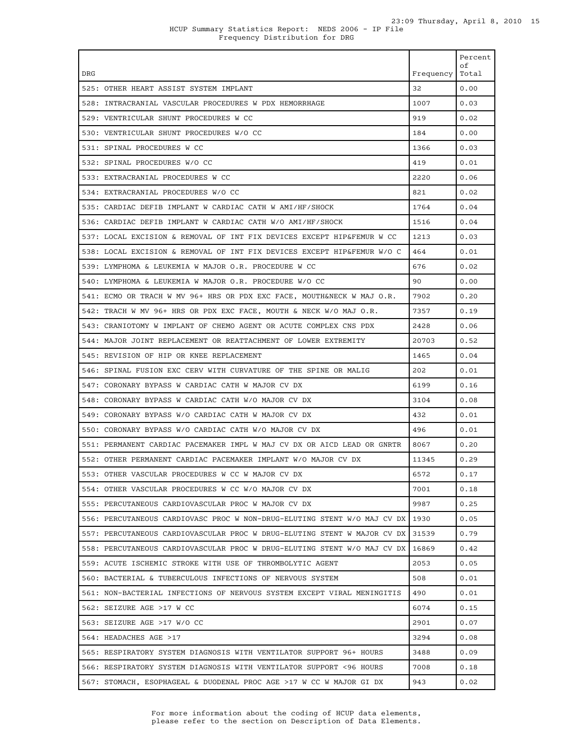HCUP Summary Statistics Report: NEDS 2006 - IP File
Frequency Distribution for DRG

| DRG | Frequency | Percent of Total |
|---|---|---|
| 525: OTHER HEART ASSIST SYSTEM IMPLANT | 32 | 0.00 |
| 528: INTRACRANIAL VASCULAR PROCEDURES W PDX HEMORRHAGE | 1007 | 0.03 |
| 529: VENTRICULAR SHUNT PROCEDURES W CC | 919 | 0.02 |
| 530: VENTRICULAR SHUNT PROCEDURES W/O CC | 184 | 0.00 |
| 531: SPINAL PROCEDURES W CC | 1366 | 0.03 |
| 532: SPINAL PROCEDURES W/O CC | 419 | 0.01 |
| 533: EXTRACRANIAL PROCEDURES W CC | 2220 | 0.06 |
| 534: EXTRACRANIAL PROCEDURES W/O CC | 821 | 0.02 |
| 535: CARDIAC DEFIB IMPLANT W CARDIAC CATH W AMI/HF/SHOCK | 1764 | 0.04 |
| 536: CARDIAC DEFIB IMPLANT W CARDIAC CATH W/O AMI/HF/SHOCK | 1516 | 0.04 |
| 537: LOCAL EXCISION & REMOVAL OF INT FIX DEVICES EXCEPT HIP&FEMUR W CC | 1213 | 0.03 |
| 538: LOCAL EXCISION & REMOVAL OF INT FIX DEVICES EXCEPT HIP&FEMUR W/O C | 464 | 0.01 |
| 539: LYMPHOMA & LEUKEMIA W MAJOR O.R. PROCEDURE W CC | 676 | 0.02 |
| 540: LYMPHOMA & LEUKEMIA W MAJOR O.R. PROCEDURE W/O CC | 90 | 0.00 |
| 541: ECMO OR TRACH W MV 96+ HRS OR PDX EXC FACE, MOUTH&NECK W MAJ O.R. | 7902 | 0.20 |
| 542: TRACH W MV 96+ HRS OR PDX EXC FACE, MOUTH & NECK W/O MAJ O.R. | 7357 | 0.19 |
| 543: CRANIOTOMY W IMPLANT OF CHEMO AGENT OR ACUTE COMPLEX CNS PDX | 2428 | 0.06 |
| 544: MAJOR JOINT REPLACEMENT OR REATTACHMENT OF LOWER EXTREMITY | 20703 | 0.52 |
| 545: REVISION OF HIP OR KNEE REPLACEMENT | 1465 | 0.04 |
| 546: SPINAL FUSION EXC CERV WITH CURVATURE OF THE SPINE OR MALIG | 202 | 0.01 |
| 547: CORONARY BYPASS W CARDIAC CATH W MAJOR CV DX | 6199 | 0.16 |
| 548: CORONARY BYPASS W CARDIAC CATH W/O MAJOR CV DX | 3104 | 0.08 |
| 549: CORONARY BYPASS W/O CARDIAC CATH W MAJOR CV DX | 432 | 0.01 |
| 550: CORONARY BYPASS W/O CARDIAC CATH W/O MAJOR CV DX | 496 | 0.01 |
| 551: PERMANENT CARDIAC PACEMAKER IMPL W MAJ CV DX OR AICD LEAD OR GNRTR | 8067 | 0.20 |
| 552: OTHER PERMANENT CARDIAC PACEMAKER IMPLANT W/O MAJOR CV DX | 11345 | 0.29 |
| 553: OTHER VASCULAR PROCEDURES W CC W MAJOR CV DX | 6572 | 0.17 |
| 554: OTHER VASCULAR PROCEDURES W CC W/O MAJOR CV DX | 7001 | 0.18 |
| 555: PERCUTANEOUS CARDIOVASCULAR PROC W MAJOR CV DX | 9987 | 0.25 |
| 556: PERCUTANEOUS CARDIOVASC PROC W NON-DRUG-ELUTING STENT W/O MAJ CV DX | 1930 | 0.05 |
| 557: PERCUTANEOUS CARDIOVASCULAR PROC W DRUG-ELUTING STENT W MAJOR CV DX | 31539 | 0.79 |
| 558: PERCUTANEOUS CARDIOVASCULAR PROC W DRUG-ELUTING STENT W/O MAJ CV DX | 16869 | 0.42 |
| 559: ACUTE ISCHEMIC STROKE WITH USE OF THROMBOLYTIC AGENT | 2053 | 0.05 |
| 560: BACTERIAL & TUBERCULOUS INFECTIONS OF NERVOUS SYSTEM | 508 | 0.01 |
| 561: NON-BACTERIAL INFECTIONS OF NERVOUS SYSTEM EXCEPT VIRAL MENINGITIS | 490 | 0.01 |
| 562: SEIZURE AGE >17 W CC | 6074 | 0.15 |
| 563: SEIZURE AGE >17 W/O CC | 2901 | 0.07 |
| 564: HEADACHES AGE >17 | 3294 | 0.08 |
| 565: RESPIRATORY SYSTEM DIAGNOSIS WITH VENTILATOR SUPPORT 96+ HOURS | 3488 | 0.09 |
| 566: RESPIRATORY SYSTEM DIAGNOSIS WITH VENTILATOR SUPPORT <96 HOURS | 7008 | 0.18 |
| 567: STOMACH, ESOPHAGEAL & DUODENAL PROC AGE >17 W CC W MAJOR GI DX | 943 | 0.02 |

For more information about the coding of HCUP data elements, please refer to the section on Description of Data Elements.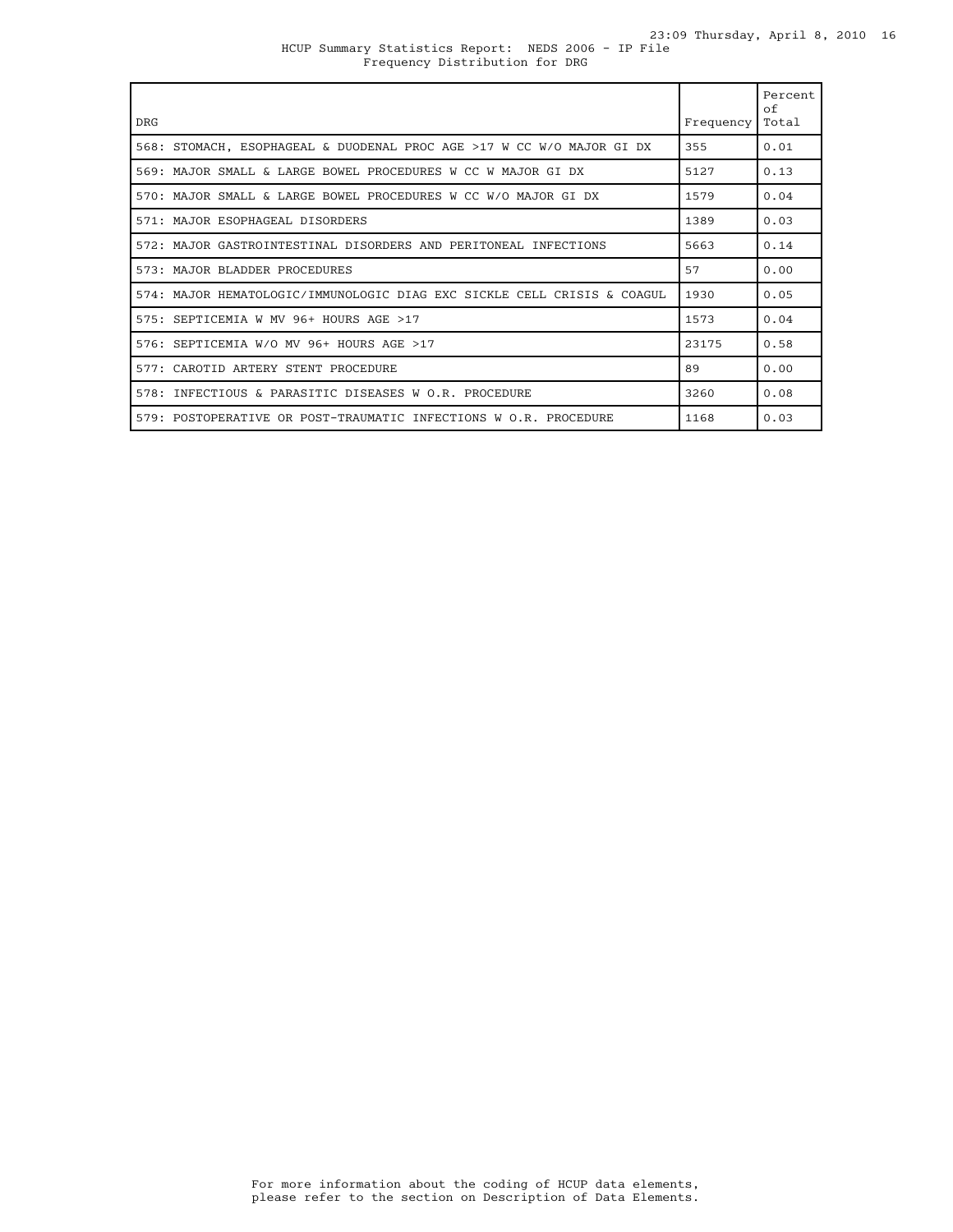HCUP Summary Statistics Report: NEDS 2006 - IP File
Frequency Distribution for DRG

| DRG | Frequency | Percent of Total |
|---|---|---|
| 568: STOMACH, ESOPHAGEAL & DUODENAL PROC AGE >17 W CC W/O MAJOR GI DX | 355 | 0.01 |
| 569: MAJOR SMALL & LARGE BOWEL PROCEDURES W CC W MAJOR GI DX | 5127 | 0.13 |
| 570: MAJOR SMALL & LARGE BOWEL PROCEDURES W CC W/O MAJOR GI DX | 1579 | 0.04 |
| 571: MAJOR ESOPHAGEAL DISORDERS | 1389 | 0.03 |
| 572: MAJOR GASTROINTESTINAL DISORDERS AND PERITONEAL INFECTIONS | 5663 | 0.14 |
| 573: MAJOR BLADDER PROCEDURES | 57 | 0.00 |
| 574: MAJOR HEMATOLOGIC/IMMUNOLOGIC DIAG EXC SICKLE CELL CRISIS & COAGUL | 1930 | 0.05 |
| 575: SEPTICEMIA W MV 96+ HOURS AGE >17 | 1573 | 0.04 |
| 576: SEPTICEMIA W/O MV 96+ HOURS AGE >17 | 23175 | 0.58 |
| 577: CAROTID ARTERY STENT PROCEDURE | 89 | 0.00 |
| 578: INFECTIOUS & PARASITIC DISEASES W O.R. PROCEDURE | 3260 | 0.08 |
| 579: POSTOPERATIVE OR POST-TRAUMATIC INFECTIONS W O.R. PROCEDURE | 1168 | 0.03 |

For more information about the coding of HCUP data elements, please refer to the section on Description of Data Elements.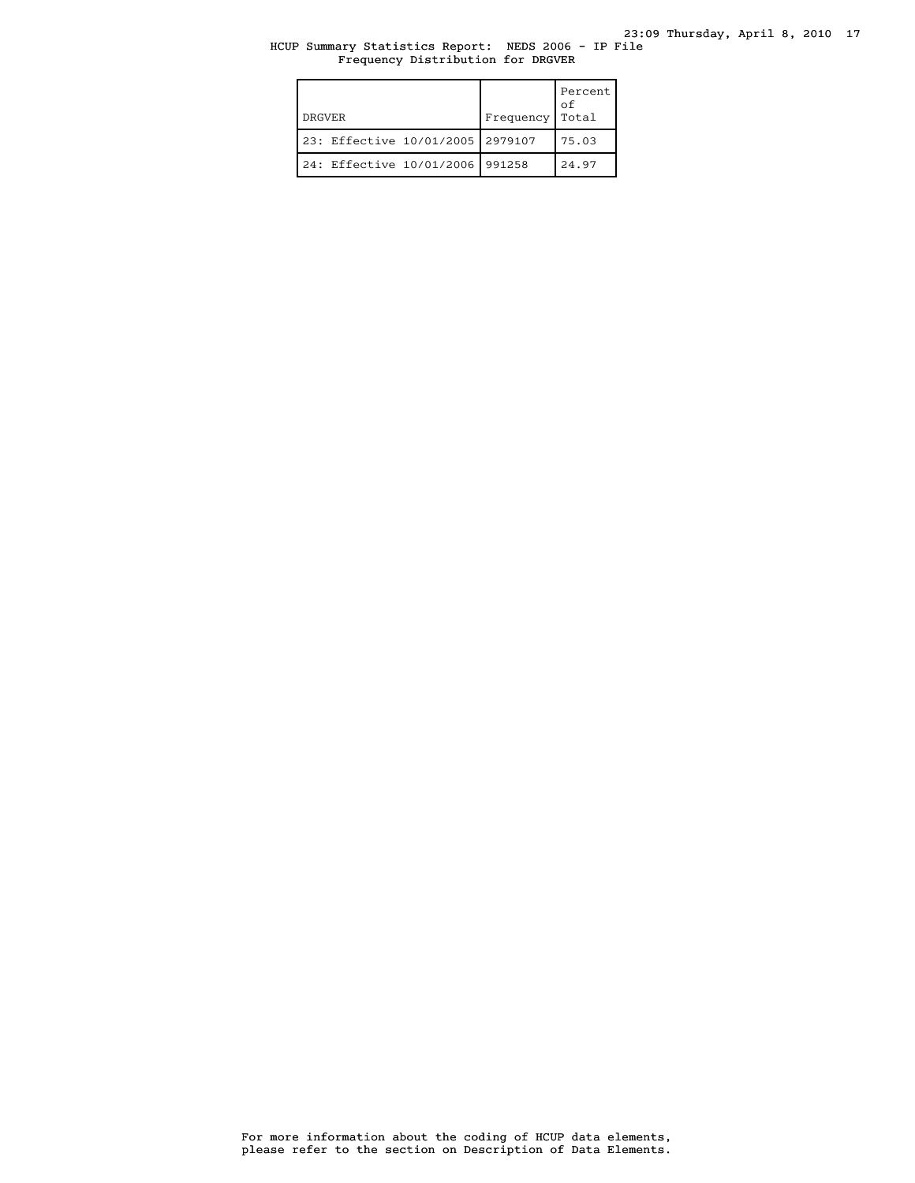HCUP Summary Statistics Report:  NEDS 2006 - IP File
Frequency Distribution for DRGVER

| DRGVER | Frequency | Percent of Total |
|---|---|---|
| 23: Effective 10/01/2005 | 2979107 | 75.03 |
| 24: Effective 10/01/2006 | 991258 | 24.97 |

For more information about the coding of HCUP data elements, please refer to the section on Description of Data Elements.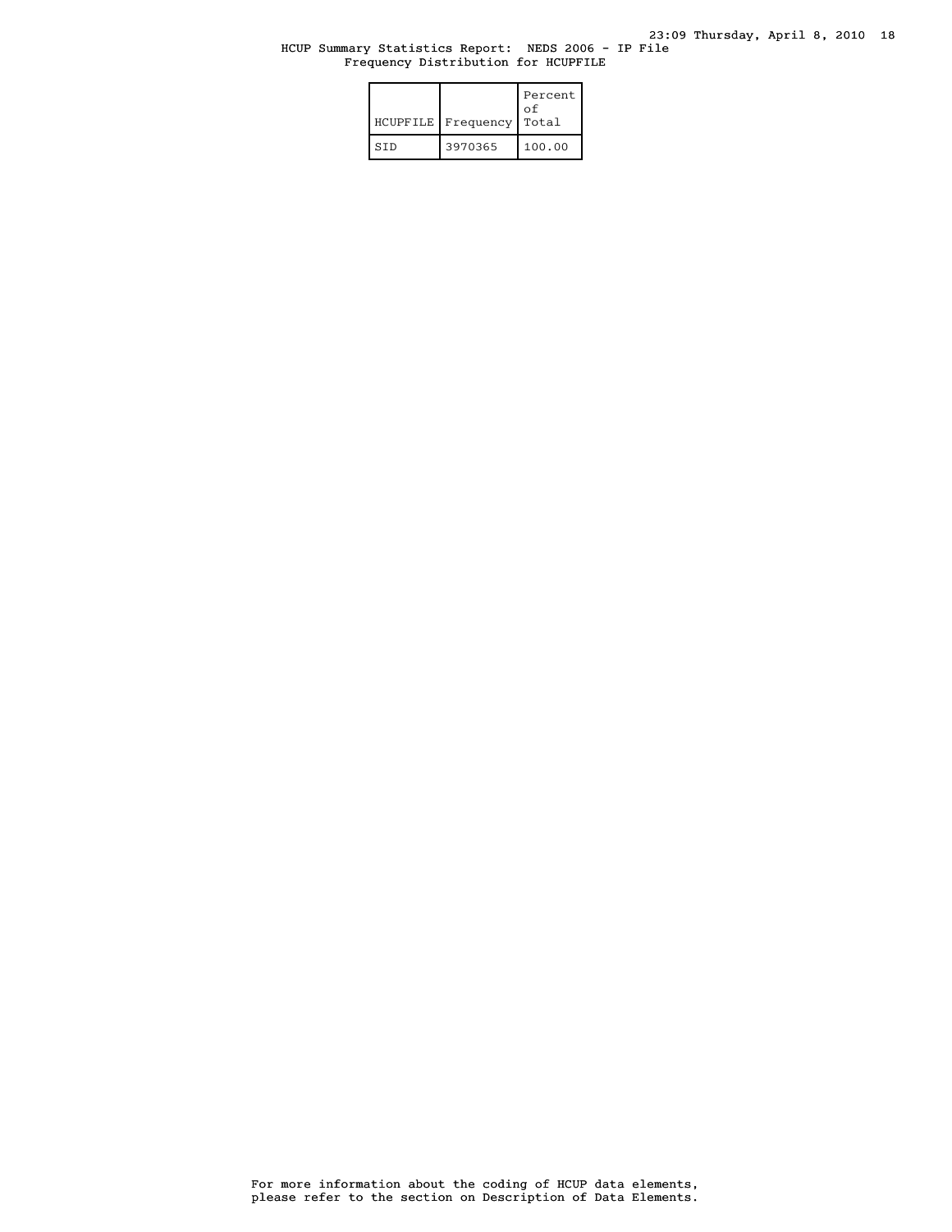HCUP Summary Statistics Report: NEDS 2006 - IP File
Frequency Distribution for HCUPFILE

| HCUPFILE | Frequency | Percent of Total |
|---|---|---|
| SID | 3970365 | 100.00 |

For more information about the coding of HCUP data elements, please refer to the section on Description of Data Elements.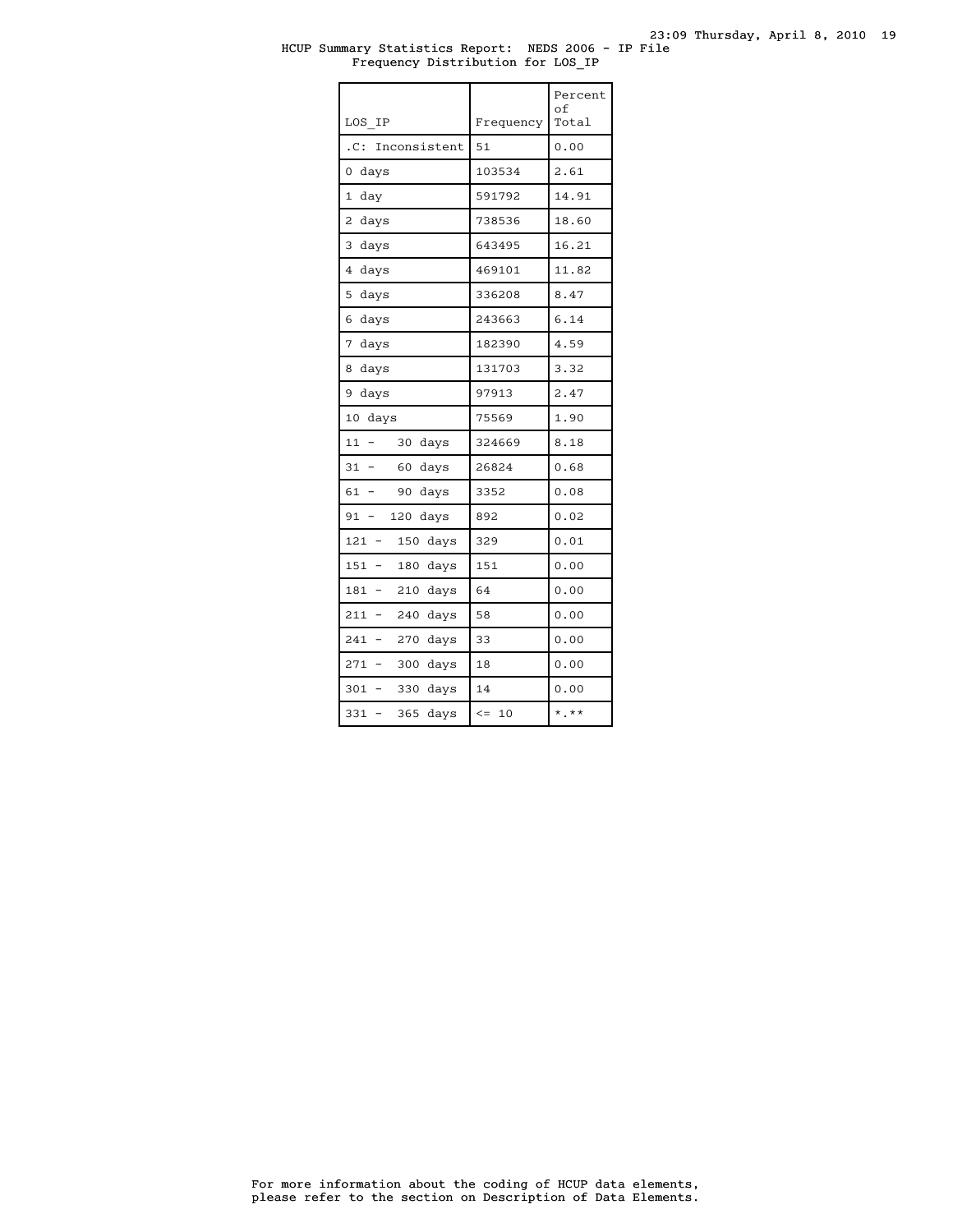HCUP Summary Statistics Report: NEDS 2006 - IP File
Frequency Distribution for LOS_IP

| LOS_IP | Frequency | Percent of Total |
|---|---|---|
| .C: Inconsistent | 51 | 0.00 |
| 0 days | 103534 | 2.61 |
| 1 day | 591792 | 14.91 |
| 2 days | 738536 | 18.60 |
| 3 days | 643495 | 16.21 |
| 4 days | 469101 | 11.82 |
| 5 days | 336208 | 8.47 |
| 6 days | 243663 | 6.14 |
| 7 days | 182390 | 4.59 |
| 8 days | 131703 | 3.32 |
| 9 days | 97913 | 2.47 |
| 10 days | 75569 | 1.90 |
| 11 - 30 days | 324669 | 8.18 |
| 31 - 60 days | 26824 | 0.68 |
| 61 - 90 days | 3352 | 0.08 |
| 91 - 120 days | 892 | 0.02 |
| 121 - 150 days | 329 | 0.01 |
| 151 - 180 days | 151 | 0.00 |
| 181 - 210 days | 64 | 0.00 |
| 211 - 240 days | 58 | 0.00 |
| 241 - 270 days | 33 | 0.00 |
| 271 - 300 days | 18 | 0.00 |
| 301 - 330 days | 14 | 0.00 |
| 331 - 365 days | <= 10 | *.** |

For more information about the coding of HCUP data elements, please refer to the section on Description of Data Elements.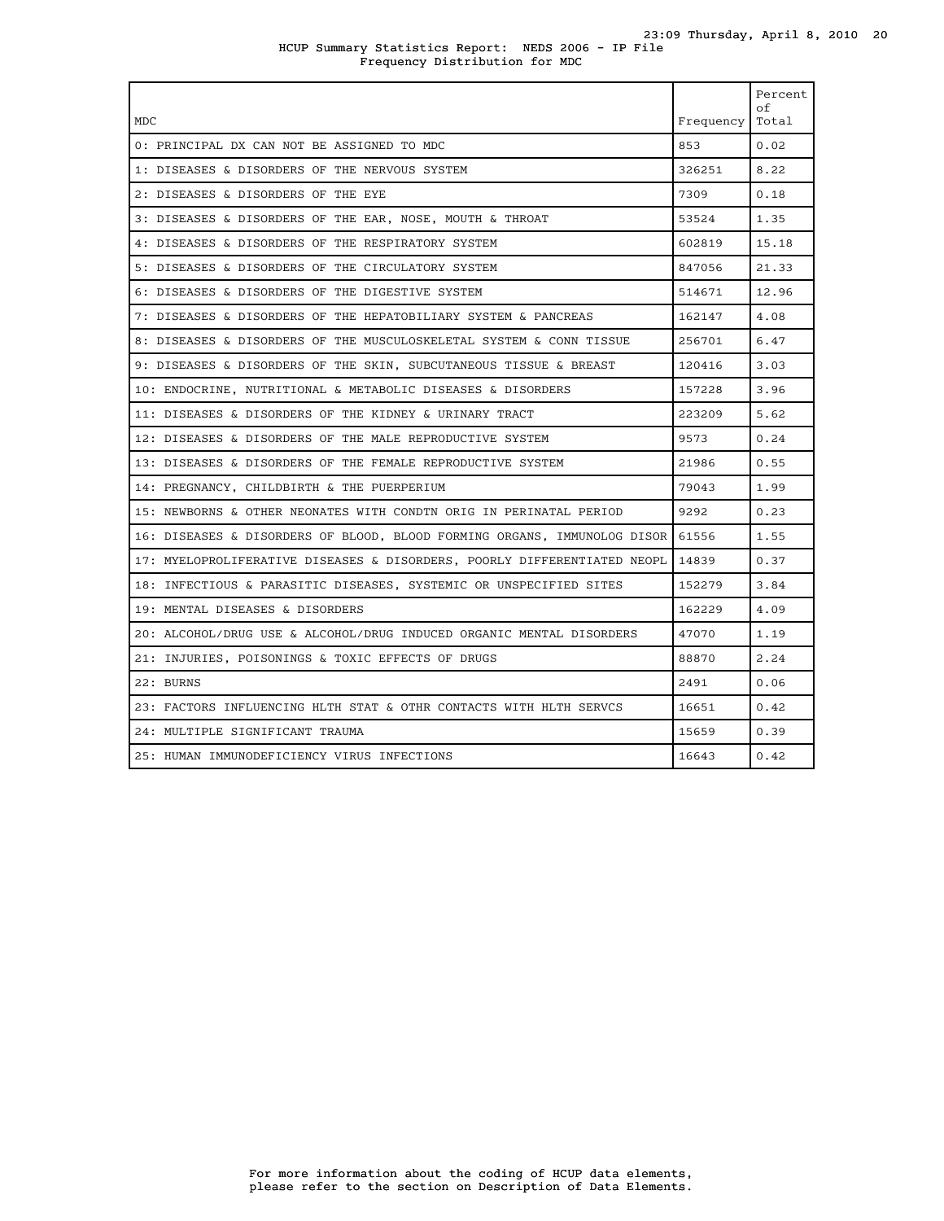HCUP Summary Statistics Report: NEDS 2006 - IP File
Frequency Distribution for MDC

| MDC | Frequency | Percent of Total |
|---|---|---|
| 0: PRINCIPAL DX CAN NOT BE ASSIGNED TO MDC | 853 | 0.02 |
| 1: DISEASES & DISORDERS OF THE NERVOUS SYSTEM | 326251 | 8.22 |
| 2: DISEASES & DISORDERS OF THE EYE | 7309 | 0.18 |
| 3: DISEASES & DISORDERS OF THE EAR, NOSE, MOUTH & THROAT | 53524 | 1.35 |
| 4: DISEASES & DISORDERS OF THE RESPIRATORY SYSTEM | 602819 | 15.18 |
| 5: DISEASES & DISORDERS OF THE CIRCULATORY SYSTEM | 847056 | 21.33 |
| 6: DISEASES & DISORDERS OF THE DIGESTIVE SYSTEM | 514671 | 12.96 |
| 7: DISEASES & DISORDERS OF THE HEPATOBILIARY SYSTEM & PANCREAS | 162147 | 4.08 |
| 8: DISEASES & DISORDERS OF THE MUSCULOSKELETAL SYSTEM & CONN TISSUE | 256701 | 6.47 |
| 9: DISEASES & DISORDERS OF THE SKIN, SUBCUTANEOUS TISSUE & BREAST | 120416 | 3.03 |
| 10: ENDOCRINE, NUTRITIONAL & METABOLIC DISEASES & DISORDERS | 157228 | 3.96 |
| 11: DISEASES & DISORDERS OF THE KIDNEY & URINARY TRACT | 223209 | 5.62 |
| 12: DISEASES & DISORDERS OF THE MALE REPRODUCTIVE SYSTEM | 9573 | 0.24 |
| 13: DISEASES & DISORDERS OF THE FEMALE REPRODUCTIVE SYSTEM | 21986 | 0.55 |
| 14: PREGNANCY, CHILDBIRTH & THE PUERPERIUM | 79043 | 1.99 |
| 15: NEWBORNS & OTHER NEONATES WITH CONDTN ORIG IN PERINATAL PERIOD | 9292 | 0.23 |
| 16: DISEASES & DISORDERS OF BLOOD, BLOOD FORMING ORGANS, IMMUNOLOG DISOR | 61556 | 1.55 |
| 17: MYELOPROLIFERATIVE DISEASES & DISORDERS, POORLY DIFFERENTIATED NEOPL | 14839 | 0.37 |
| 18: INFECTIOUS & PARASITIC DISEASES, SYSTEMIC OR UNSPECIFIED SITES | 152279 | 3.84 |
| 19: MENTAL DISEASES & DISORDERS | 162229 | 4.09 |
| 20: ALCOHOL/DRUG USE & ALCOHOL/DRUG INDUCED ORGANIC MENTAL DISORDERS | 47070 | 1.19 |
| 21: INJURIES, POISONINGS & TOXIC EFFECTS OF DRUGS | 88870 | 2.24 |
| 22: BURNS | 2491 | 0.06 |
| 23: FACTORS INFLUENCING HLTH STAT & OTHR CONTACTS WITH HLTH SERVCS | 16651 | 0.42 |
| 24: MULTIPLE SIGNIFICANT TRAUMA | 15659 | 0.39 |
| 25: HUMAN IMMUNODEFICIENCY VIRUS INFECTIONS | 16643 | 0.42 |

For more information about the coding of HCUP data elements, please refer to the section on Description of Data Elements.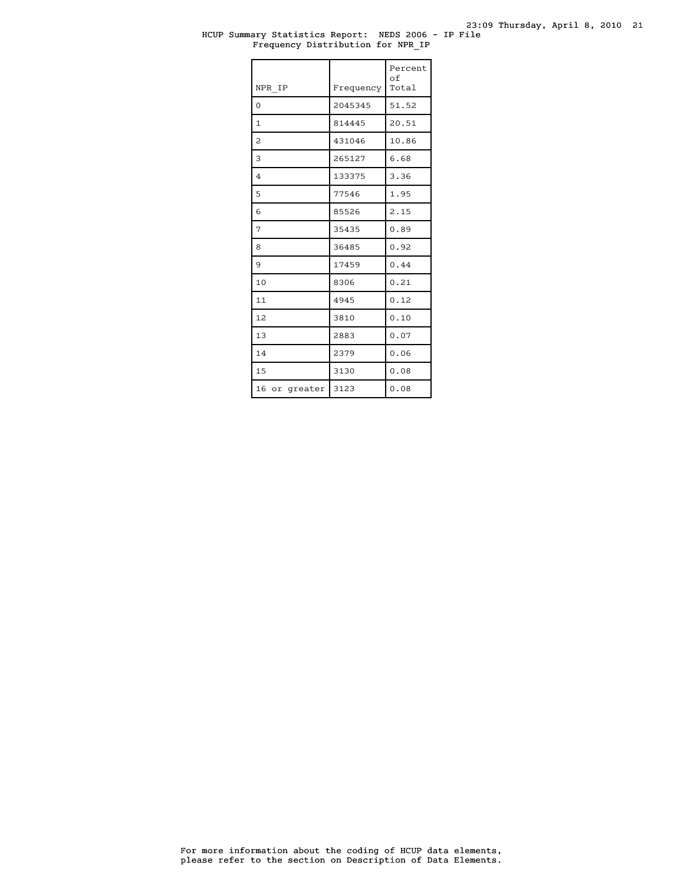HCUP Summary Statistics Report: NEDS 2006 - IP File
Frequency Distribution for NPR_IP

| NPR_IP | Frequency | Percent of Total |
|---|---|---|
| 0 | 2045345 | 51.52 |
| 1 | 814445 | 20.51 |
| 2 | 431046 | 10.86 |
| 3 | 265127 | 6.68 |
| 4 | 133375 | 3.36 |
| 5 | 77546 | 1.95 |
| 6 | 85526 | 2.15 |
| 7 | 35435 | 0.89 |
| 8 | 36485 | 0.92 |
| 9 | 17459 | 0.44 |
| 10 | 8306 | 0.21 |
| 11 | 4945 | 0.12 |
| 12 | 3810 | 0.10 |
| 13 | 2883 | 0.07 |
| 14 | 2379 | 0.06 |
| 15 | 3130 | 0.08 |
| 16 or greater | 3123 | 0.08 |

For more information about the coding of HCUP data elements, please refer to the section on Description of Data Elements.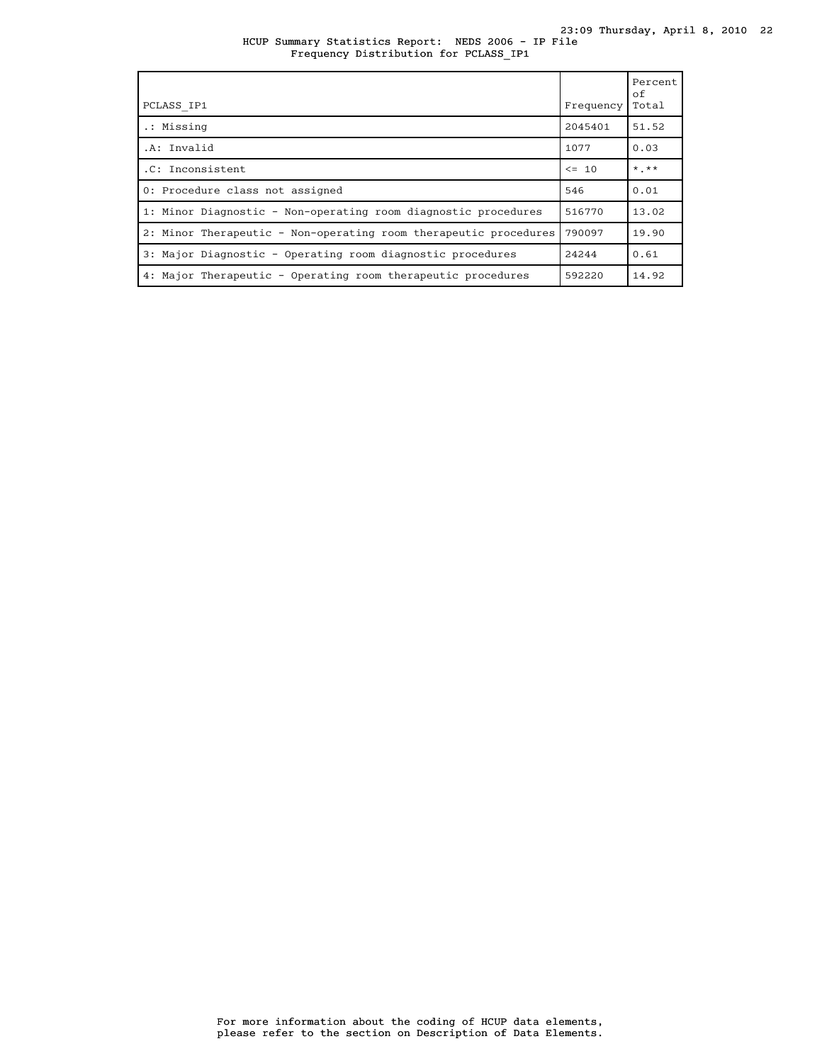HCUP Summary Statistics Report: NEDS 2006 - IP File
Frequency Distribution for PCLASS_IP1

| PCLASS_IP1 | Frequency | Percent of Total |
| --- | --- | --- |
| .: Missing | 2045401 | 51.52 |
| .A: Invalid | 1077 | 0.03 |
| .C: Inconsistent | <= 10 | *.** |
| 0: Procedure class not assigned | 546 | 0.01 |
| 1: Minor Diagnostic - Non-operating room diagnostic procedures | 516770 | 13.02 |
| 2: Minor Therapeutic - Non-operating room therapeutic procedures | 790097 | 19.90 |
| 3: Major Diagnostic - Operating room diagnostic procedures | 24244 | 0.61 |
| 4: Major Therapeutic - Operating room therapeutic procedures | 592220 | 14.92 |

For more information about the coding of HCUP data elements, please refer to the section on Description of Data Elements.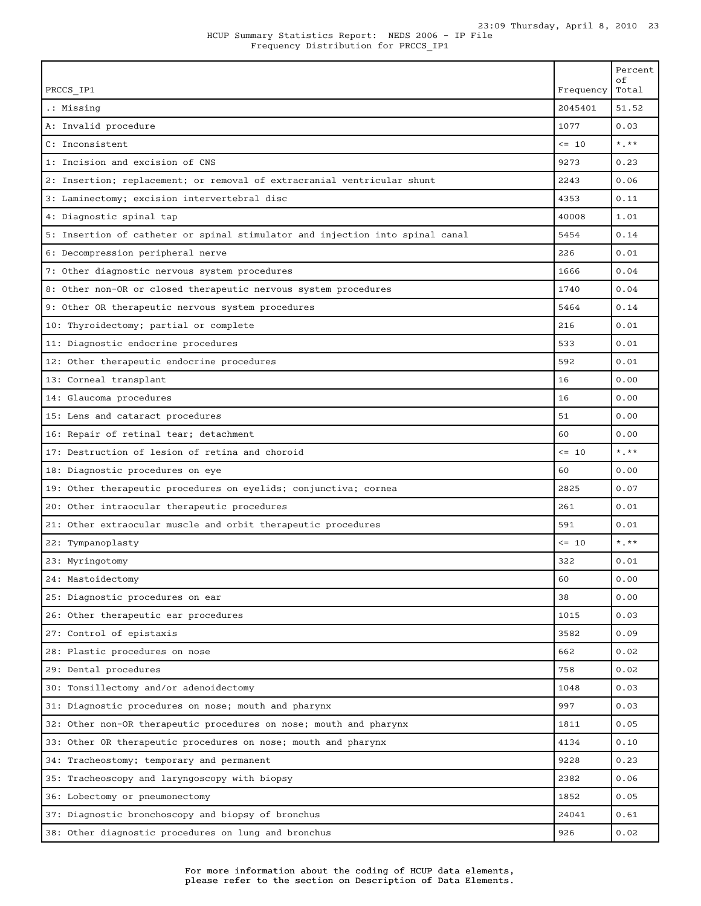HCUP Summary Statistics Report: NEDS 2006 - IP File
Frequency Distribution for PRCCS_IP1

| PRCCS_IP1 | Frequency | Percent of Total |
|---|---|---|
| .: Missing | 2045401 | 51.52 |
| A: Invalid procedure | 1077 | 0.03 |
| C: Inconsistent | <= 10 | *.** |
| 1: Incision and excision of CNS | 9273 | 0.23 |
| 2: Insertion; replacement; or removal of extracranial ventricular shunt | 2243 | 0.06 |
| 3: Laminectomy; excision intervertebral disc | 4353 | 0.11 |
| 4: Diagnostic spinal tap | 40008 | 1.01 |
| 5: Insertion of catheter or spinal stimulator and injection into spinal canal | 5454 | 0.14 |
| 6: Decompression peripheral nerve | 226 | 0.01 |
| 7: Other diagnostic nervous system procedures | 1666 | 0.04 |
| 8: Other non-OR or closed therapeutic nervous system procedures | 1740 | 0.04 |
| 9: Other OR therapeutic nervous system procedures | 5464 | 0.14 |
| 10: Thyroidectomy; partial or complete | 216 | 0.01 |
| 11: Diagnostic endocrine procedures | 533 | 0.01 |
| 12: Other therapeutic endocrine procedures | 592 | 0.01 |
| 13: Corneal transplant | 16 | 0.00 |
| 14: Glaucoma procedures | 16 | 0.00 |
| 15: Lens and cataract procedures | 51 | 0.00 |
| 16: Repair of retinal tear; detachment | 60 | 0.00 |
| 17: Destruction of lesion of retina and choroid | <= 10 | *.** |
| 18: Diagnostic procedures on eye | 60 | 0.00 |
| 19: Other therapeutic procedures on eyelids; conjunctiva; cornea | 2825 | 0.07 |
| 20: Other intraocular therapeutic procedures | 261 | 0.01 |
| 21: Other extraocular muscle and orbit therapeutic procedures | 591 | 0.01 |
| 22: Tympanoplasty | <= 10 | *.** |
| 23: Myringotomy | 322 | 0.01 |
| 24: Mastoidectomy | 60 | 0.00 |
| 25: Diagnostic procedures on ear | 38 | 0.00 |
| 26: Other therapeutic ear procedures | 1015 | 0.03 |
| 27: Control of epistaxis | 3582 | 0.09 |
| 28: Plastic procedures on nose | 662 | 0.02 |
| 29: Dental procedures | 758 | 0.02 |
| 30: Tonsillectomy and/or adenoidectomy | 1048 | 0.03 |
| 31: Diagnostic procedures on nose; mouth and pharynx | 997 | 0.03 |
| 32: Other non-OR therapeutic procedures on nose; mouth and pharynx | 1811 | 0.05 |
| 33: Other OR therapeutic procedures on nose; mouth and pharynx | 4134 | 0.10 |
| 34: Tracheostomy; temporary and permanent | 9228 | 0.23 |
| 35: Tracheoscopy and laryngoscopy with biopsy | 2382 | 0.06 |
| 36: Lobectomy or pneumonectomy | 1852 | 0.05 |
| 37: Diagnostic bronchoscopy and biopsy of bronchus | 24041 | 0.61 |
| 38: Other diagnostic procedures on lung and bronchus | 926 | 0.02 |

For more information about the coding of HCUP data elements, please refer to the section on Description of Data Elements.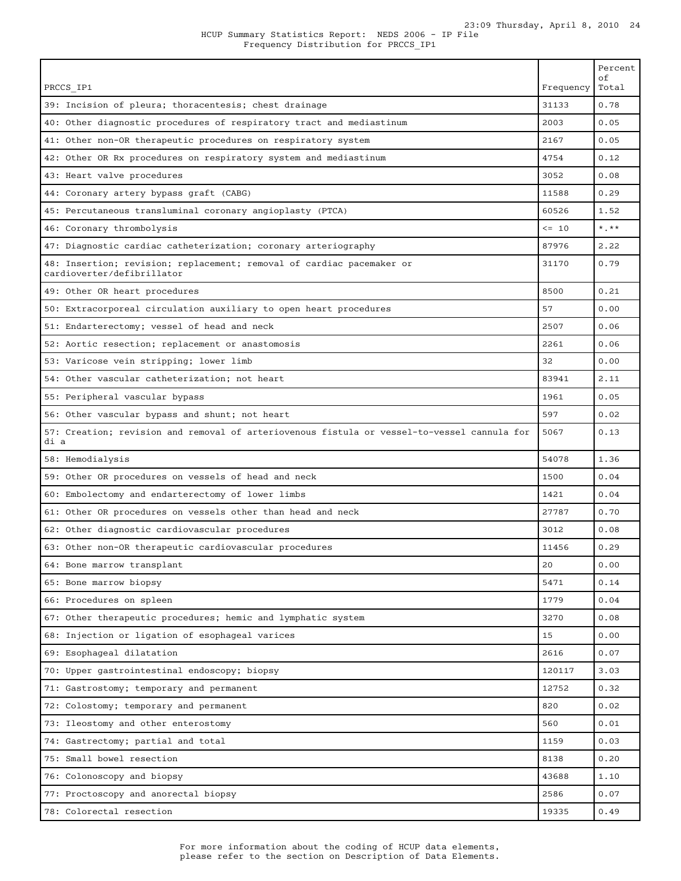HCUP Summary Statistics Report: NEDS 2006 - IP File
Frequency Distribution for PRCCS_IP1

| PRCCS_IP1 | Frequency | Percent of Total |
|---|---|---|
| 39: Incision of pleura; thoracentesis; chest drainage | 31133 | 0.78 |
| 40: Other diagnostic procedures of respiratory tract and mediastinum | 2003 | 0.05 |
| 41: Other non-OR therapeutic procedures on respiratory system | 2167 | 0.05 |
| 42: Other OR Rx procedures on respiratory system and mediastinum | 4754 | 0.12 |
| 43: Heart valve procedures | 3052 | 0.08 |
| 44: Coronary artery bypass graft (CABG) | 11588 | 0.29 |
| 45: Percutaneous transluminal coronary angioplasty (PTCA) | 60526 | 1.52 |
| 46: Coronary thrombolysis | <= 10 | *.** |
| 47: Diagnostic cardiac catheterization; coronary arteriography | 87976 | 2.22 |
| 48: Insertion; revision; replacement; removal of cardiac pacemaker or cardioverter/defibrillator | 31170 | 0.79 |
| 49: Other OR heart procedures | 8500 | 0.21 |
| 50: Extracorporeal circulation auxiliary to open heart procedures | 57 | 0.00 |
| 51: Endarterectomy; vessel of head and neck | 2507 | 0.06 |
| 52: Aortic resection; replacement or anastomosis | 2261 | 0.06 |
| 53: Varicose vein stripping; lower limb | 32 | 0.00 |
| 54: Other vascular catheterization; not heart | 83941 | 2.11 |
| 55: Peripheral vascular bypass | 1961 | 0.05 |
| 56: Other vascular bypass and shunt; not heart | 597 | 0.02 |
| 57: Creation; revision and removal of arteriovenous fistula or vessel-to-vessel cannula for di a | 5067 | 0.13 |
| 58: Hemodialysis | 54078 | 1.36 |
| 59: Other OR procedures on vessels of head and neck | 1500 | 0.04 |
| 60: Embolectomy and endarterectomy of lower limbs | 1421 | 0.04 |
| 61: Other OR procedures on vessels other than head and neck | 27787 | 0.70 |
| 62: Other diagnostic cardiovascular procedures | 3012 | 0.08 |
| 63: Other non-OR therapeutic cardiovascular procedures | 11456 | 0.29 |
| 64: Bone marrow transplant | 20 | 0.00 |
| 65: Bone marrow biopsy | 5471 | 0.14 |
| 66: Procedures on spleen | 1779 | 0.04 |
| 67: Other therapeutic procedures; hemic and lymphatic system | 3270 | 0.08 |
| 68: Injection or ligation of esophageal varices | 15 | 0.00 |
| 69: Esophageal dilatation | 2616 | 0.07 |
| 70: Upper gastrointestinal endoscopy; biopsy | 120117 | 3.03 |
| 71: Gastrostomy; temporary and permanent | 12752 | 0.32 |
| 72: Colostomy; temporary and permanent | 820 | 0.02 |
| 73: Ileostomy and other enterostomy | 560 | 0.01 |
| 74: Gastrectomy; partial and total | 1159 | 0.03 |
| 75: Small bowel resection | 8138 | 0.20 |
| 76: Colonoscopy and biopsy | 43688 | 1.10 |
| 77: Proctoscopy and anorectal biopsy | 2586 | 0.07 |
| 78: Colorectal resection | 19335 | 0.49 |

For more information about the coding of HCUP data elements, please refer to the section on Description of Data Elements.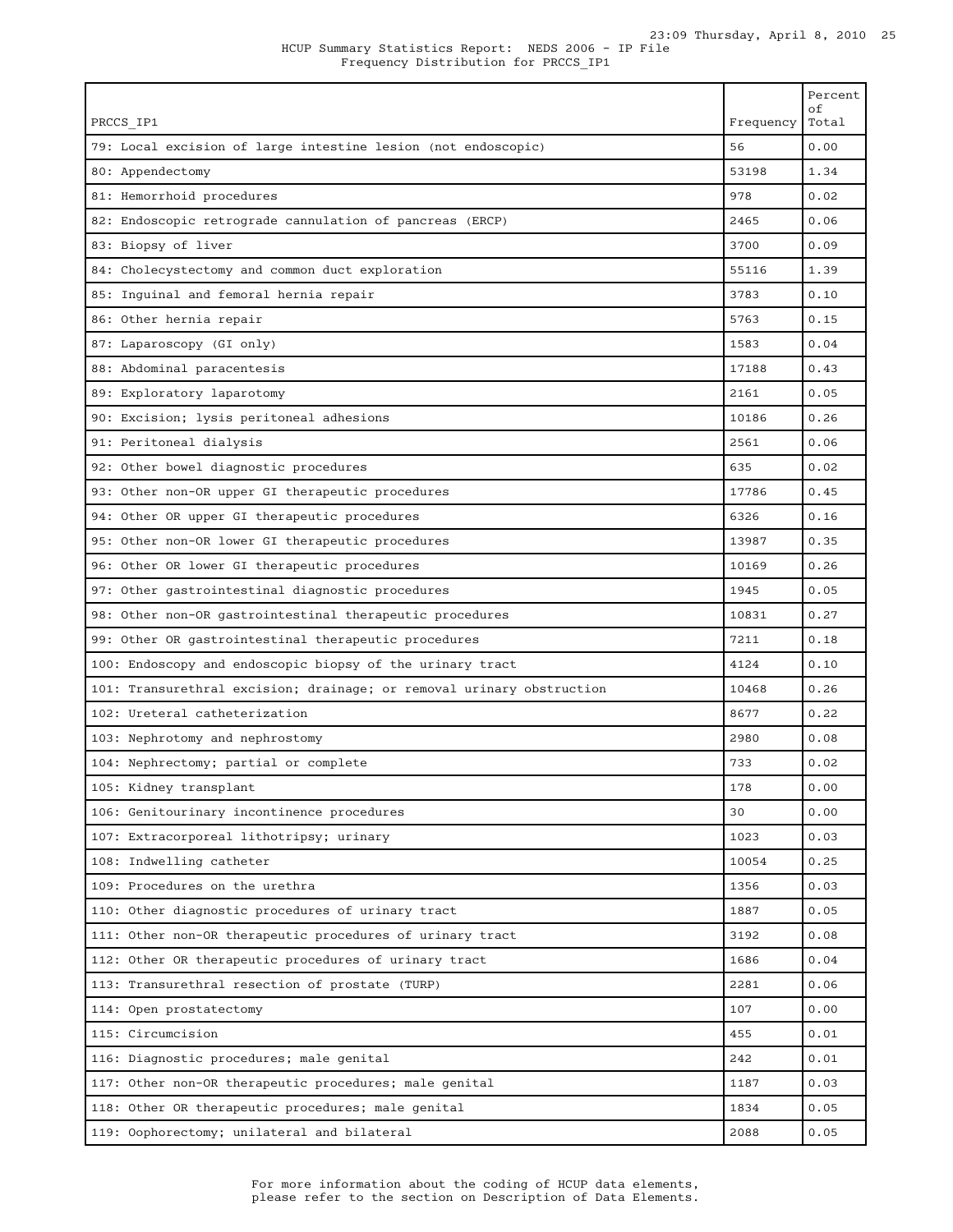HCUP Summary Statistics Report: NEDS 2006 - IP File
Frequency Distribution for PRCCS_IP1

| PRCCS_IP1 | Frequency | Percent of Total |
|---|---|---|
| 79: Local excision of large intestine lesion (not endoscopic) | 56 | 0.00 |
| 80: Appendectomy | 53198 | 1.34 |
| 81: Hemorrhoid procedures | 978 | 0.02 |
| 82: Endoscopic retrograde cannulation of pancreas (ERCP) | 2465 | 0.06 |
| 83: Biopsy of liver | 3700 | 0.09 |
| 84: Cholecystectomy and common duct exploration | 55116 | 1.39 |
| 85: Inguinal and femoral hernia repair | 3783 | 0.10 |
| 86: Other hernia repair | 5763 | 0.15 |
| 87: Laparoscopy (GI only) | 1583 | 0.04 |
| 88: Abdominal paracentesis | 17188 | 0.43 |
| 89: Exploratory laparotomy | 2161 | 0.05 |
| 90: Excision; lysis peritoneal adhesions | 10186 | 0.26 |
| 91: Peritoneal dialysis | 2561 | 0.06 |
| 92: Other bowel diagnostic procedures | 635 | 0.02 |
| 93: Other non-OR upper GI therapeutic procedures | 17786 | 0.45 |
| 94: Other OR upper GI therapeutic procedures | 6326 | 0.16 |
| 95: Other non-OR lower GI therapeutic procedures | 13987 | 0.35 |
| 96: Other OR lower GI therapeutic procedures | 10169 | 0.26 |
| 97: Other gastrointestinal diagnostic procedures | 1945 | 0.05 |
| 98: Other non-OR gastrointestinal therapeutic procedures | 10831 | 0.27 |
| 99: Other OR gastrointestinal therapeutic procedures | 7211 | 0.18 |
| 100: Endoscopy and endoscopic biopsy of the urinary tract | 4124 | 0.10 |
| 101: Transurethral excision; drainage; or removal urinary obstruction | 10468 | 0.26 |
| 102: Ureteral catheterization | 8677 | 0.22 |
| 103: Nephrotomy and nephrostomy | 2980 | 0.08 |
| 104: Nephrectomy; partial or complete | 733 | 0.02 |
| 105: Kidney transplant | 178 | 0.00 |
| 106: Genitourinary incontinence procedures | 30 | 0.00 |
| 107: Extracorporeal lithotripsy; urinary | 1023 | 0.03 |
| 108: Indwelling catheter | 10054 | 0.25 |
| 109: Procedures on the urethra | 1356 | 0.03 |
| 110: Other diagnostic procedures of urinary tract | 1887 | 0.05 |
| 111: Other non-OR therapeutic procedures of urinary tract | 3192 | 0.08 |
| 112: Other OR therapeutic procedures of urinary tract | 1686 | 0.04 |
| 113: Transurethral resection of prostate (TURP) | 2281 | 0.06 |
| 114: Open prostatectomy | 107 | 0.00 |
| 115: Circumcision | 455 | 0.01 |
| 116: Diagnostic procedures; male genital | 242 | 0.01 |
| 117: Other non-OR therapeutic procedures; male genital | 1187 | 0.03 |
| 118: Other OR therapeutic procedures; male genital | 1834 | 0.05 |
| 119: Oophorectomy; unilateral and bilateral | 2088 | 0.05 |

For more information about the coding of HCUP data elements, please refer to the section on Description of Data Elements.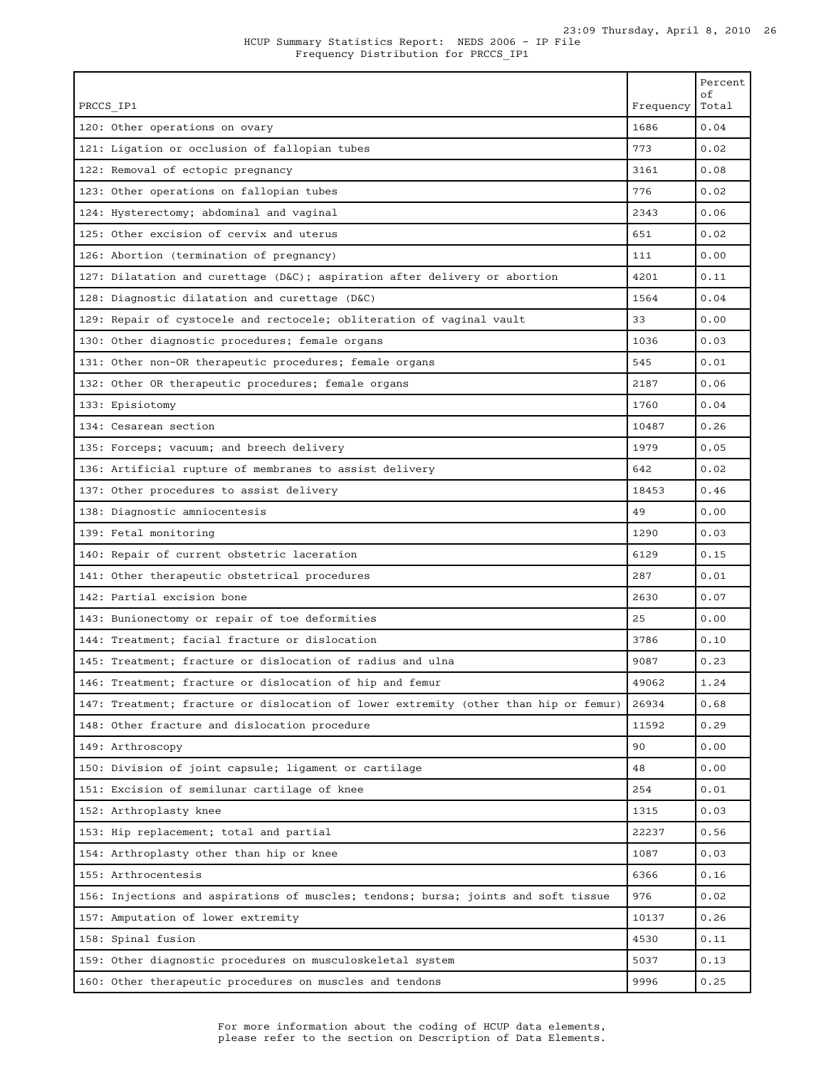HCUP Summary Statistics Report: NEDS 2006 - IP File
Frequency Distribution for PRCCS_IP1

| PRCCS_IP1 | Frequency | Percent of Total |
|---|---|---|
| 120: Other operations on ovary | 1686 | 0.04 |
| 121: Ligation or occlusion of fallopian tubes | 773 | 0.02 |
| 122: Removal of ectopic pregnancy | 3161 | 0.08 |
| 123: Other operations on fallopian tubes | 776 | 0.02 |
| 124: Hysterectomy; abdominal and vaginal | 2343 | 0.06 |
| 125: Other excision of cervix and uterus | 651 | 0.02 |
| 126: Abortion (termination of pregnancy) | 111 | 0.00 |
| 127: Dilatation and curettage (D&C); aspiration after delivery or abortion | 4201 | 0.11 |
| 128: Diagnostic dilatation and curettage (D&C) | 1564 | 0.04 |
| 129: Repair of cystocele and rectocele; obliteration of vaginal vault | 33 | 0.00 |
| 130: Other diagnostic procedures; female organs | 1036 | 0.03 |
| 131: Other non-OR therapeutic procedures; female organs | 545 | 0.01 |
| 132: Other OR therapeutic procedures; female organs | 2187 | 0.06 |
| 133: Episiotomy | 1760 | 0.04 |
| 134: Cesarean section | 10487 | 0.26 |
| 135: Forceps; vacuum; and breech delivery | 1979 | 0.05 |
| 136: Artificial rupture of membranes to assist delivery | 642 | 0.02 |
| 137: Other procedures to assist delivery | 18453 | 0.46 |
| 138: Diagnostic amniocentesis | 49 | 0.00 |
| 139: Fetal monitoring | 1290 | 0.03 |
| 140: Repair of current obstetric laceration | 6129 | 0.15 |
| 141: Other therapeutic obstetrical procedures | 287 | 0.01 |
| 142: Partial excision bone | 2630 | 0.07 |
| 143: Bunionectomy or repair of toe deformities | 25 | 0.00 |
| 144: Treatment; facial fracture or dislocation | 3786 | 0.10 |
| 145: Treatment; fracture or dislocation of radius and ulna | 9087 | 0.23 |
| 146: Treatment; fracture or dislocation of hip and femur | 49062 | 1.24 |
| 147: Treatment; fracture or dislocation of lower extremity (other than hip or femur) | 26934 | 0.68 |
| 148: Other fracture and dislocation procedure | 11592 | 0.29 |
| 149: Arthroscopy | 90 | 0.00 |
| 150: Division of joint capsule; ligament or cartilage | 48 | 0.00 |
| 151: Excision of semilunar cartilage of knee | 254 | 0.01 |
| 152: Arthroplasty knee | 1315 | 0.03 |
| 153: Hip replacement; total and partial | 22237 | 0.56 |
| 154: Arthroplasty other than hip or knee | 1087 | 0.03 |
| 155: Arthrocentesis | 6366 | 0.16 |
| 156: Injections and aspirations of muscles; tendons; bursa; joints and soft tissue | 976 | 0.02 |
| 157: Amputation of lower extremity | 10137 | 0.26 |
| 158: Spinal fusion | 4530 | 0.11 |
| 159: Other diagnostic procedures on musculoskeletal system | 5037 | 0.13 |
| 160: Other therapeutic procedures on muscles and tendons | 9996 | 0.25 |

For more information about the coding of HCUP data elements, please refer to the section on Description of Data Elements.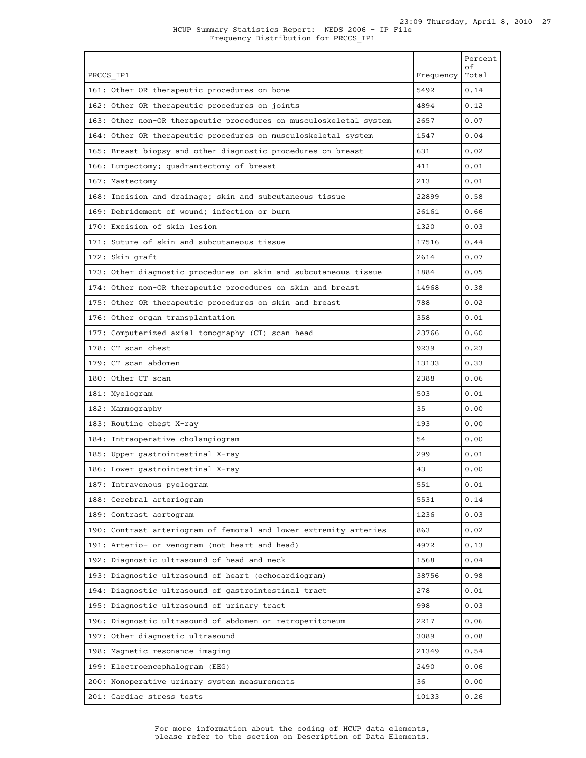HCUP Summary Statistics Report: NEDS 2006 - IP File
Frequency Distribution for PRCCS_IP1

| PRCCS_IP1 | Frequency | Percent of Total |
|---|---|---|
| 161: Other OR therapeutic procedures on bone | 5492 | 0.14 |
| 162: Other OR therapeutic procedures on joints | 4894 | 0.12 |
| 163: Other non-OR therapeutic procedures on musculoskeletal system | 2657 | 0.07 |
| 164: Other OR therapeutic procedures on musculoskeletal system | 1547 | 0.04 |
| 165: Breast biopsy and other diagnostic procedures on breast | 631 | 0.02 |
| 166: Lumpectomy; quadrantectomy of breast | 411 | 0.01 |
| 167: Mastectomy | 213 | 0.01 |
| 168: Incision and drainage; skin and subcutaneous tissue | 22899 | 0.58 |
| 169: Debridement of wound; infection or burn | 26161 | 0.66 |
| 170: Excision of skin lesion | 1320 | 0.03 |
| 171: Suture of skin and subcutaneous tissue | 17516 | 0.44 |
| 172: Skin graft | 2614 | 0.07 |
| 173: Other diagnostic procedures on skin and subcutaneous tissue | 1884 | 0.05 |
| 174: Other non-OR therapeutic procedures on skin and breast | 14968 | 0.38 |
| 175: Other OR therapeutic procedures on skin and breast | 788 | 0.02 |
| 176: Other organ transplantation | 358 | 0.01 |
| 177: Computerized axial tomography (CT) scan head | 23766 | 0.60 |
| 178: CT scan chest | 9239 | 0.23 |
| 179: CT scan abdomen | 13133 | 0.33 |
| 180: Other CT scan | 2388 | 0.06 |
| 181: Myelogram | 503 | 0.01 |
| 182: Mammography | 35 | 0.00 |
| 183: Routine chest X-ray | 193 | 0.00 |
| 184: Intraoperative cholangiogram | 54 | 0.00 |
| 185: Upper gastrointestinal X-ray | 299 | 0.01 |
| 186: Lower gastrointestinal X-ray | 43 | 0.00 |
| 187: Intravenous pyelogram | 551 | 0.01 |
| 188: Cerebral arteriogram | 5531 | 0.14 |
| 189: Contrast aortogram | 1236 | 0.03 |
| 190: Contrast arteriogram of femoral and lower extremity arteries | 863 | 0.02 |
| 191: Arterio- or venogram (not heart and head) | 4972 | 0.13 |
| 192: Diagnostic ultrasound of head and neck | 1568 | 0.04 |
| 193: Diagnostic ultrasound of heart (echocardiogram) | 38756 | 0.98 |
| 194: Diagnostic ultrasound of gastrointestinal tract | 278 | 0.01 |
| 195: Diagnostic ultrasound of urinary tract | 998 | 0.03 |
| 196: Diagnostic ultrasound of abdomen or retroperitoneum | 2217 | 0.06 |
| 197: Other diagnostic ultrasound | 3089 | 0.08 |
| 198: Magnetic resonance imaging | 21349 | 0.54 |
| 199: Electroencephalogram (EEG) | 2490 | 0.06 |
| 200: Nonoperative urinary system measurements | 36 | 0.00 |
| 201: Cardiac stress tests | 10133 | 0.26 |

For more information about the coding of HCUP data elements, please refer to the section on Description of Data Elements.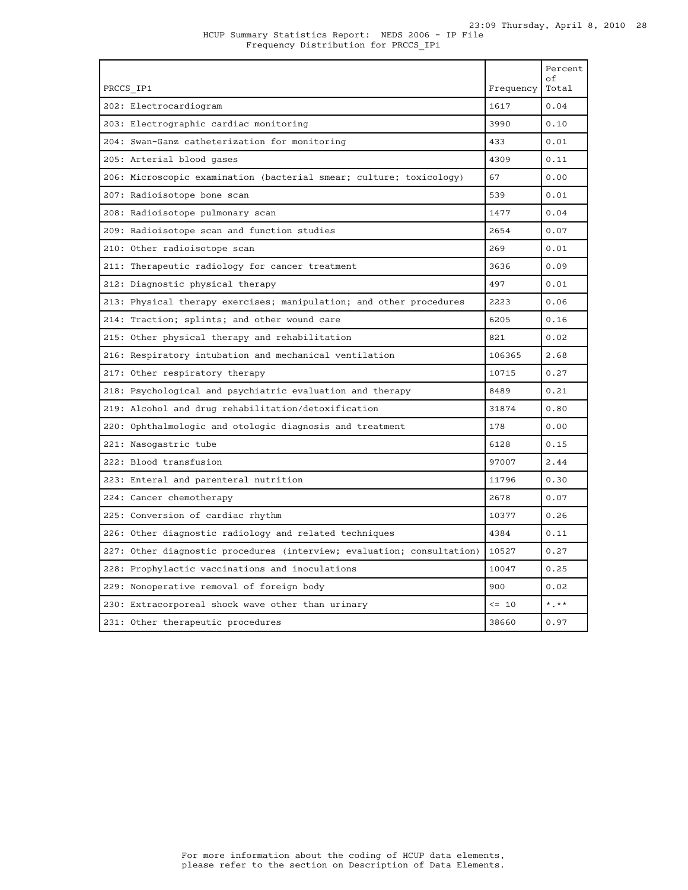HCUP Summary Statistics Report: NEDS 2006 - IP File
Frequency Distribution for PRCCS_IP1

| PRCCS_IP1 | Frequency | Percent of Total |
|---|---|---|
| 202: Electrocardiogram | 1617 | 0.04 |
| 203: Electrographic cardiac monitoring | 3990 | 0.10 |
| 204: Swan-Ganz catheterization for monitoring | 433 | 0.01 |
| 205: Arterial blood gases | 4309 | 0.11 |
| 206: Microscopic examination (bacterial smear; culture; toxicology) | 67 | 0.00 |
| 207: Radioisotope bone scan | 539 | 0.01 |
| 208: Radioisotope pulmonary scan | 1477 | 0.04 |
| 209: Radioisotope scan and function studies | 2654 | 0.07 |
| 210: Other radioisotope scan | 269 | 0.01 |
| 211: Therapeutic radiology for cancer treatment | 3636 | 0.09 |
| 212: Diagnostic physical therapy | 497 | 0.01 |
| 213: Physical therapy exercises; manipulation; and other procedures | 2223 | 0.06 |
| 214: Traction; splints; and other wound care | 6205 | 0.16 |
| 215: Other physical therapy and rehabilitation | 821 | 0.02 |
| 216: Respiratory intubation and mechanical ventilation | 106365 | 2.68 |
| 217: Other respiratory therapy | 10715 | 0.27 |
| 218: Psychological and psychiatric evaluation and therapy | 8489 | 0.21 |
| 219: Alcohol and drug rehabilitation/detoxification | 31874 | 0.80 |
| 220: Ophthalmologic and otologic diagnosis and treatment | 178 | 0.00 |
| 221: Nasogastric tube | 6128 | 0.15 |
| 222: Blood transfusion | 97007 | 2.44 |
| 223: Enteral and parenteral nutrition | 11796 | 0.30 |
| 224: Cancer chemotherapy | 2678 | 0.07 |
| 225: Conversion of cardiac rhythm | 10377 | 0.26 |
| 226: Other diagnostic radiology and related techniques | 4384 | 0.11 |
| 227: Other diagnostic procedures (interview; evaluation; consultation) | 10527 | 0.27 |
| 228: Prophylactic vaccinations and inoculations | 10047 | 0.25 |
| 229: Nonoperative removal of foreign body | 900 | 0.02 |
| 230: Extracorporeal shock wave other than urinary | <= 10 | *.** |
| 231: Other therapeutic procedures | 38660 | 0.97 |

For more information about the coding of HCUP data elements, please refer to the section on Description of Data Elements.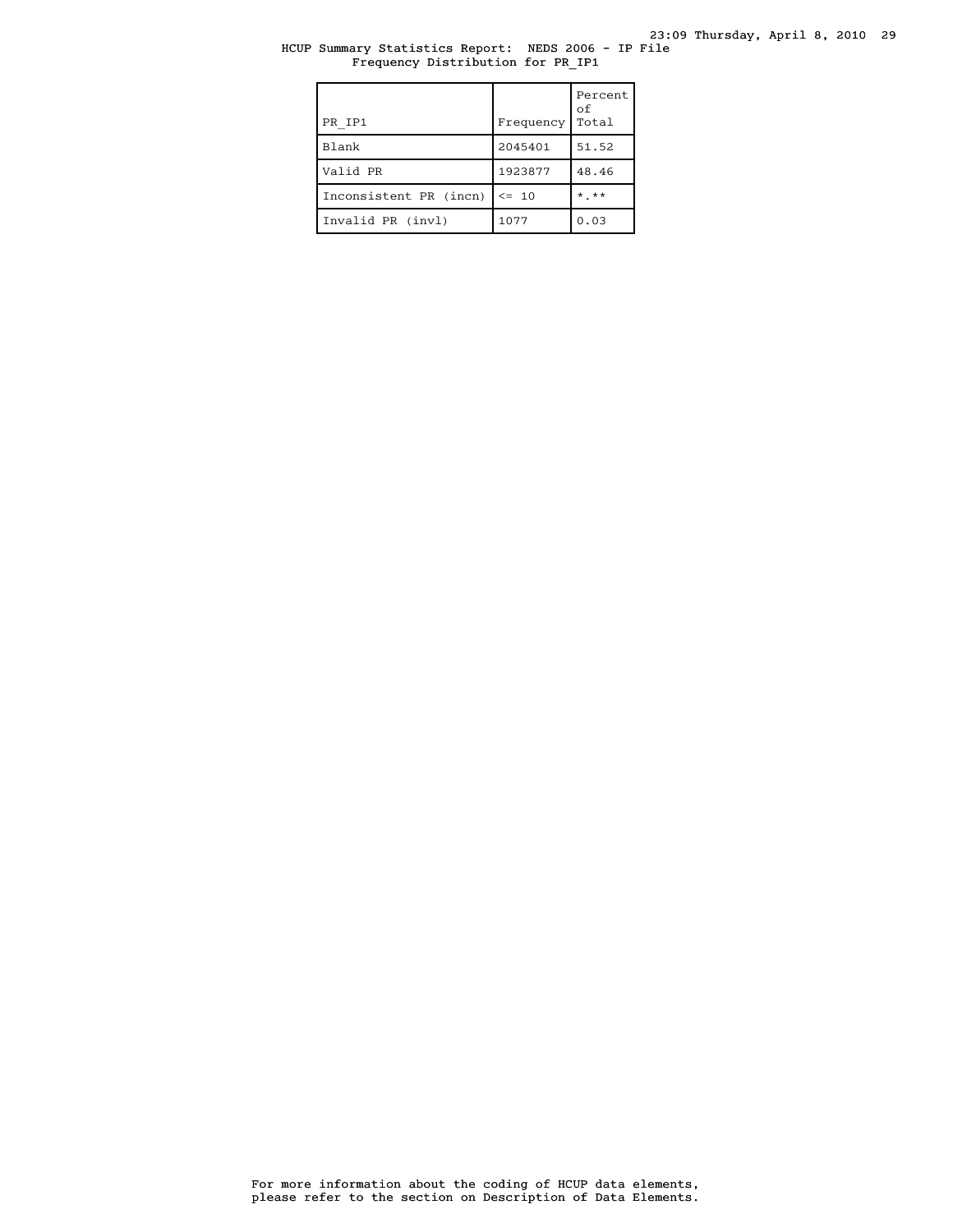HCUP Summary Statistics Report: NEDS 2006 - IP File
Frequency Distribution for PR_IP1

| PR_IP1 | Frequency | Percent of Total |
|---|---|---|
| Blank | 2045401 | 51.52 |
| Valid PR | 1923877 | 48.46 |
| Inconsistent PR (incn) | <= 10 | *.** |
| Invalid PR (invl) | 1077 | 0.03 |

For more information about the coding of HCUP data elements, please refer to the section on Description of Data Elements.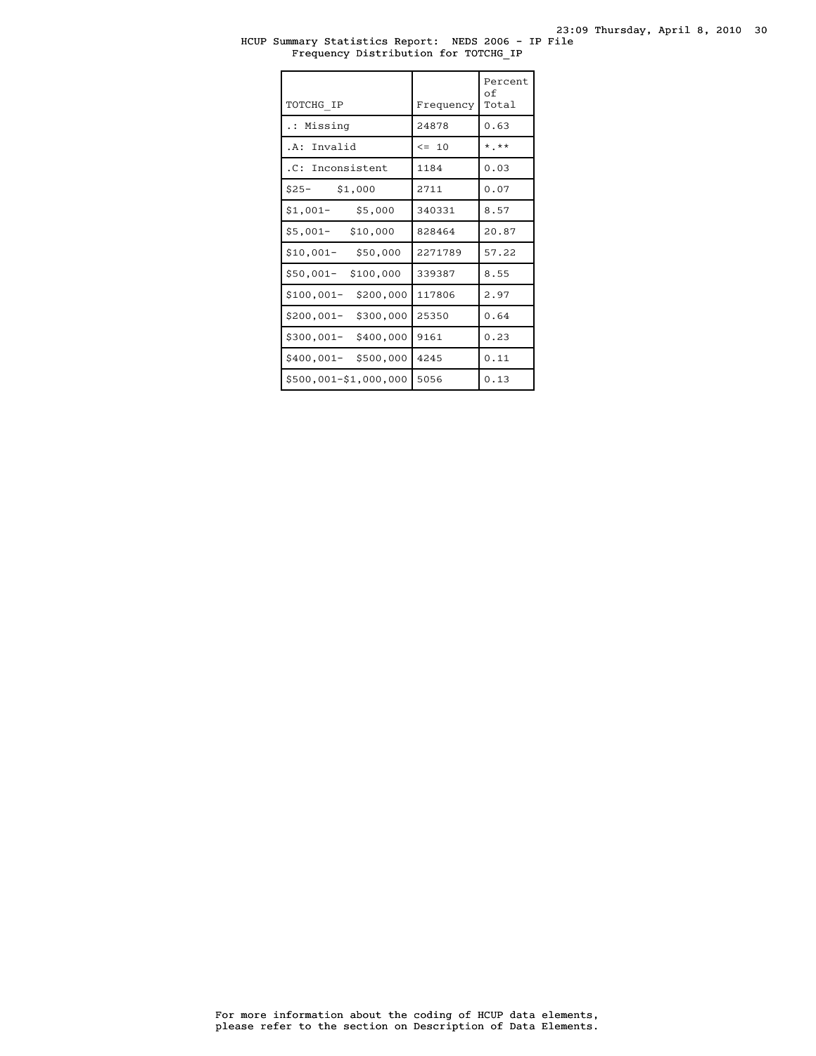HCUP Summary Statistics Report: NEDS 2006 - IP File
Frequency Distribution for TOTCHG_IP

| TOTCHG_IP | Frequency | Percent of Total |
|---|---|---|
| .: Missing | 24878 | 0.63 |
| .A: Invalid | <= 10 | *.** |
| .C: Inconsistent | 1184 | 0.03 |
| $25- $1,000 | 2711 | 0.07 |
| $1,001- $5,000 | 340331 | 8.57 |
| $5,001- $10,000 | 828464 | 20.87 |
| $10,001- $50,000 | 2271789 | 57.22 |
| $50,001- $100,000 | 339387 | 8.55 |
| $100,001- $200,000 | 117806 | 2.97 |
| $200,001- $300,000 | 25350 | 0.64 |
| $300,001- $400,000 | 9161 | 0.23 |
| $400,001- $500,000 | 4245 | 0.11 |
| $500,001-$1,000,000 | 5056 | 0.13 |

For more information about the coding of HCUP data elements, please refer to the section on Description of Data Elements.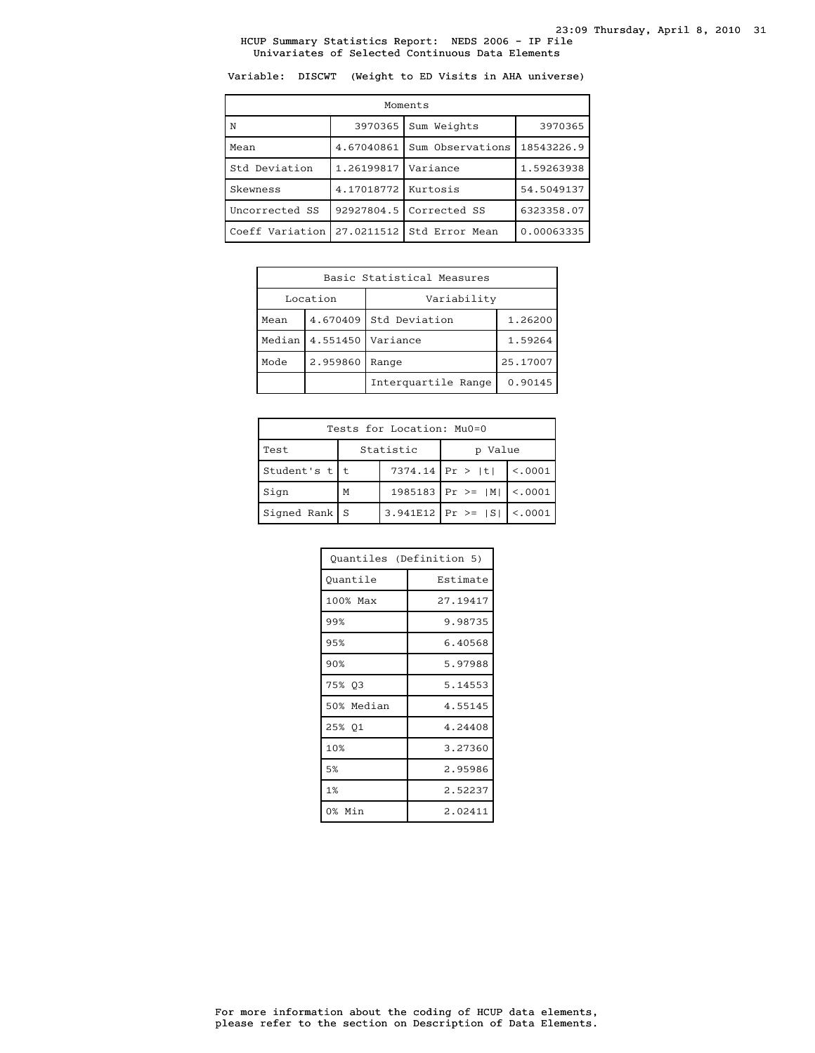HCUP Summary Statistics Report: NEDS 2006 - IP File
Univariates of Selected Continuous Data Elements

Variable: DISCWT (Weight to ED Visits in AHA universe)

| Moments | | | |
|---|---|---|---|
| N | 3970365 | Sum Weights | 3970365 |
| Mean | 4.67040861 | Sum Observations | 18543226.9 |
| Std Deviation | 1.26199817 | Variance | 1.59263938 |
| Skewness | 4.17018772 | Kurtosis | 54.5049137 |
| Uncorrected SS | 92927804.5 | Corrected SS | 6323358.07 |
| Coeff Variation | 27.0211512 | Std Error Mean | 0.00063335 |

| Basic Statistical Measures | | | |
|---|---|---|---|
| Location | | Variability | |
| Mean | 4.670409 | Std Deviation | 1.26200 |
| Median | 4.551450 | Variance | 1.59264 |
| Mode | 2.959860 | Range | 25.17007 |
| | | Interquartile Range | 0.90145 |

| Tests for Location: Mu0=0 | | | | |
|---|---|---|---|---|
| Test | Statistic | | p Value | |
| Student's t | t | 7374.14 | Pr > \|t\| | <.0001 |
| Sign | M | 1985183 | Pr >= \|M\| | <.0001 |
| Signed Rank | S | 3.941E12 | Pr >= \|S\| | <.0001 |

| Quantiles (Definition 5) | |
|---|---|
| Quantile | Estimate |
| 100% Max | 27.19417 |
| 99% | 9.98735 |
| 95% | 6.40568 |
| 90% | 5.97988 |
| 75% Q3 | 5.14553 |
| 50% Median | 4.55145 |
| 25% Q1 | 4.24408 |
| 10% | 3.27360 |
| 5% | 2.95986 |
| 1% | 2.52237 |
| 0% Min | 2.02411 |

For more information about the coding of HCUP data elements, please refer to the section on Description of Data Elements.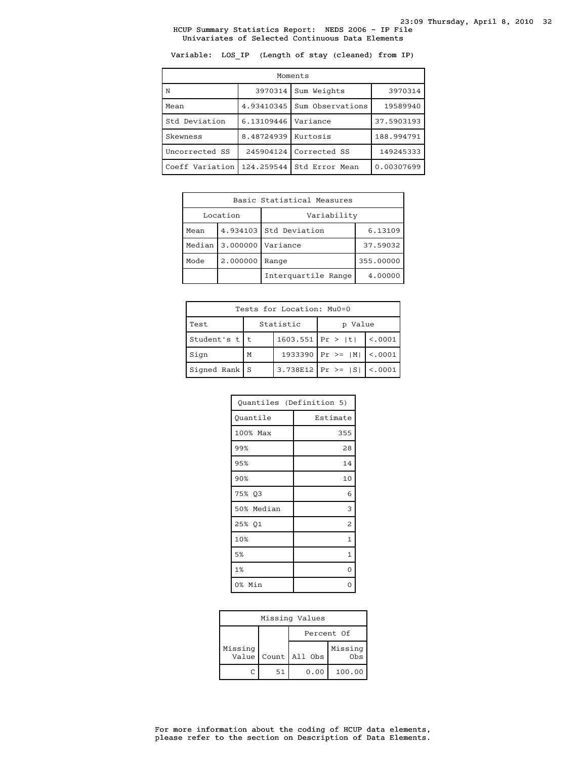HCUP Summary Statistics Report: NEDS 2006 - IP File
Univariates of Selected Continuous Data Elements

Variable: LOS_IP (Length of stay (cleaned) from IP)

| Moments | | | |
|---|---|---|---|
| N | 3970314 | Sum Weights | 3970314 |
| Mean | 4.93410345 | Sum Observations | 19589940 |
| Std Deviation | 6.13109446 | Variance | 37.5903193 |
| Skewness | 8.48724939 | Kurtosis | 188.994791 |
| Uncorrected SS | 245904124 | Corrected SS | 149245333 |
| Coeff Variation | 124.259544 | Std Error Mean | 0.00307699 |

| Basic Statistical Measures | | | |
|---|---|---|---|
| Location | | Variability | |
| Mean | 4.934103 | Std Deviation | 6.13109 |
| Median | 3.000000 | Variance | 37.59032 |
| Mode | 2.000000 | Range | 355.00000 |
| | | Interquartile Range | 4.00000 |

| Tests for Location: Mu0=0 | | | | |
|---|---|---|---|---|
| Test | Statistic | | p Value | |
| Student's t | t | 1603.551 | Pr > \|t\| | <.0001 |
| Sign | M | 1933390 | Pr >= \|M\| | <.0001 |
| Signed Rank | S | 3.738E12 | Pr >= \|S\| | <.0001 |

| Quantiles (Definition 5) | |
|---|---|
| Quantile | Estimate |
| 100% Max | 355 |
| 99% | 28 |
| 95% | 14 |
| 90% | 10 |
| 75% Q3 | 6 |
| 50% Median | 3 |
| 25% Q1 | 2 |
| 10% | 1 |
| 5% | 1 |
| 1% | 0 |
| 0% Min | 0 |

| Missing Values | | | |
|---|---|---|---|
| | | Percent Of | |
| Missing Value | Count | All Obs | Missing Obs |
| C | 51 | 0.00 | 100.00 |

For more information about the coding of HCUP data elements, please refer to the section on Description of Data Elements.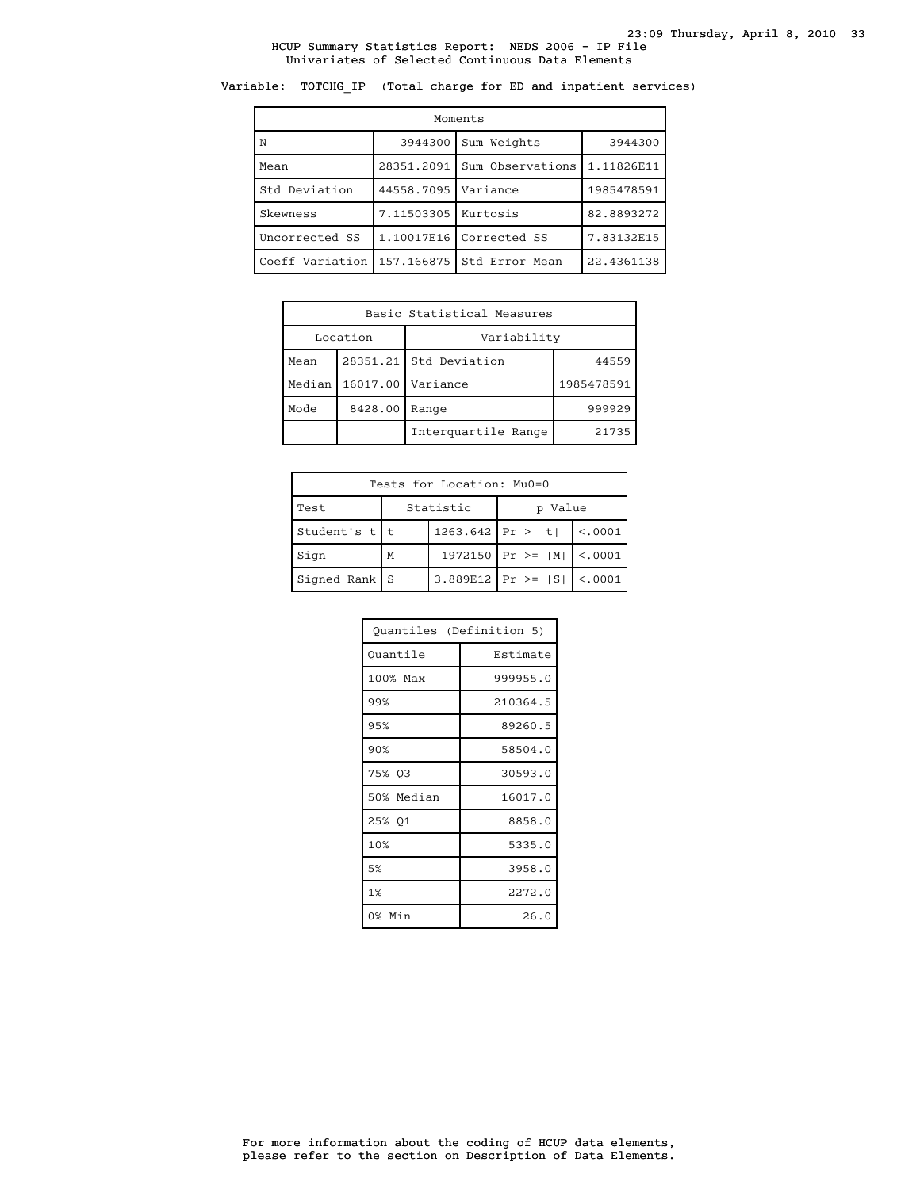HCUP Summary Statistics Report: NEDS 2006 - IP File
Univariates of Selected Continuous Data Elements

Variable: TOTCHG_IP (Total charge for ED and inpatient services)

| Moments | | | |
|---|---|---|---|
| N | 3944300 | Sum Weights | 3944300 |
| Mean | 28351.2091 | Sum Observations | 1.11826E11 |
| Std Deviation | 44558.7095 | Variance | 1985478591 |
| Skewness | 7.11503305 | Kurtosis | 82.8893272 |
| Uncorrected SS | 1.10017E16 | Corrected SS | 7.83132E15 |
| Coeff Variation | 157.166875 | Std Error Mean | 22.4361138 |

| Basic Statistical Measures | | | |
|---|---|---|---|
| Location | | Variability | |
| Mean | 28351.21 | Std Deviation | 44559 |
| Median | 16017.00 | Variance | 1985478591 |
| Mode | 8428.00 | Range | 999929 |
| | | Interquartile Range | 21735 |

| Tests for Location: Mu0=0 | | | | |
|---|---|---|---|---|
| Test | Statistic | | p Value | |
| Student's t | t | 1263.642 | Pr > \|t\| | <.0001 |
| Sign | M | 1972150 | Pr >= \|M\| | <.0001 |
| Signed Rank | S | 3.889E12 | Pr >= \|S\| | <.0001 |

| Quantiles (Definition 5) | |
|---|---|
| Quantile | Estimate |
| 100% Max | 999955.0 |
| 99% | 210364.5 |
| 95% | 89260.5 |
| 90% | 58504.0 |
| 75% Q3 | 30593.0 |
| 50% Median | 16017.0 |
| 25% Q1 | 8858.0 |
| 10% | 5335.0 |
| 5% | 3958.0 |
| 1% | 2272.0 |
| 0% Min | 26.0 |

For more information about the coding of HCUP data elements, please refer to the section on Description of Data Elements.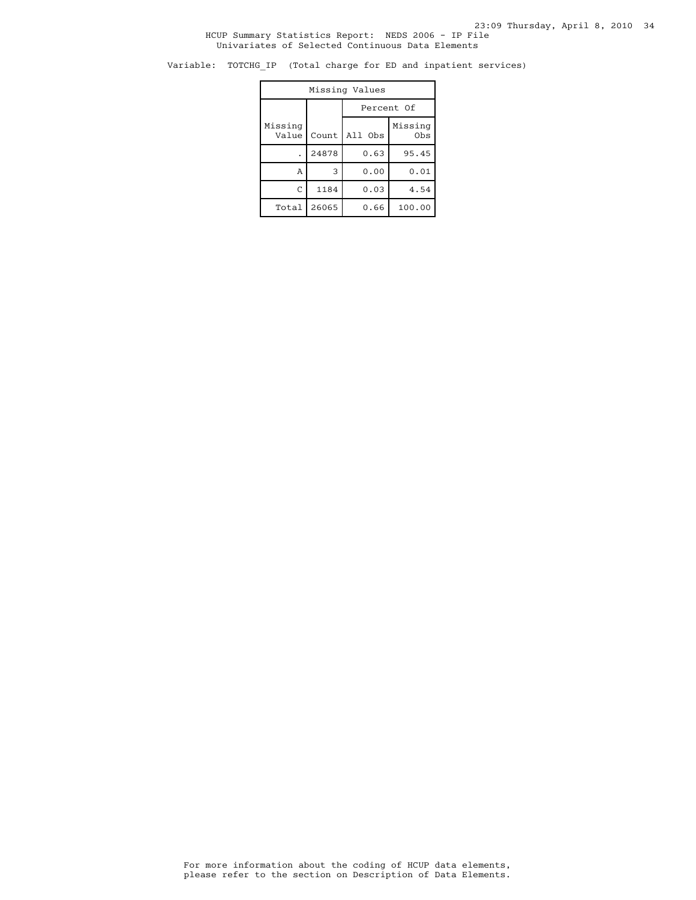HCUP Summary Statistics Report: NEDS 2006 - IP File
Univariates of Selected Continuous Data Elements

Variable: TOTCHG_IP (Total charge for ED and inpatient services)

| Missing Values | | | |
|---|---|---|---|
| | | Percent Of | |
| Missing Value | Count | All Obs | Missing Obs |
| . | 24878 | 0.63 | 95.45 |
| A | 3 | 0.00 | 0.01 |
| C | 1184 | 0.03 | 4.54 |
| Total | 26065 | 0.66 | 100.00 |

For more information about the coding of HCUP data elements, please refer to the section on Description of Data Elements.